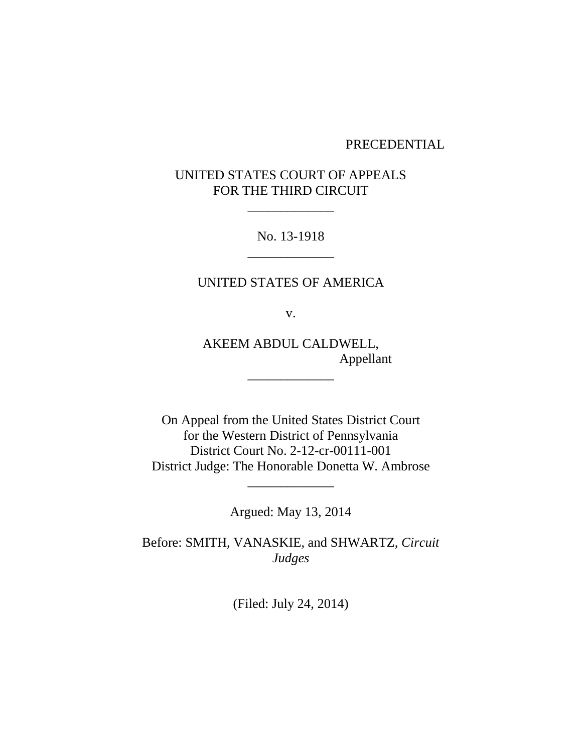PRECEDENTIAL

UNITED STATES COURT OF APPEALS
FOR THE THIRD CIRCUIT

_____________

No. 13-1918

_____________

UNITED STATES OF AMERICA

v.

AKEEM ABDUL CALDWELL,
Appellant

_____________

On Appeal from the United States District Court
for the Western District of Pennsylvania
District Court No. 2-12-cr-00111-001
District Judge: The Honorable Donetta W. Ambrose

_____________

Argued: May 13, 2014

Before: SMITH, VANASKIE, and SHWARTZ, *Circuit Judges*

(Filed: July 24, 2014)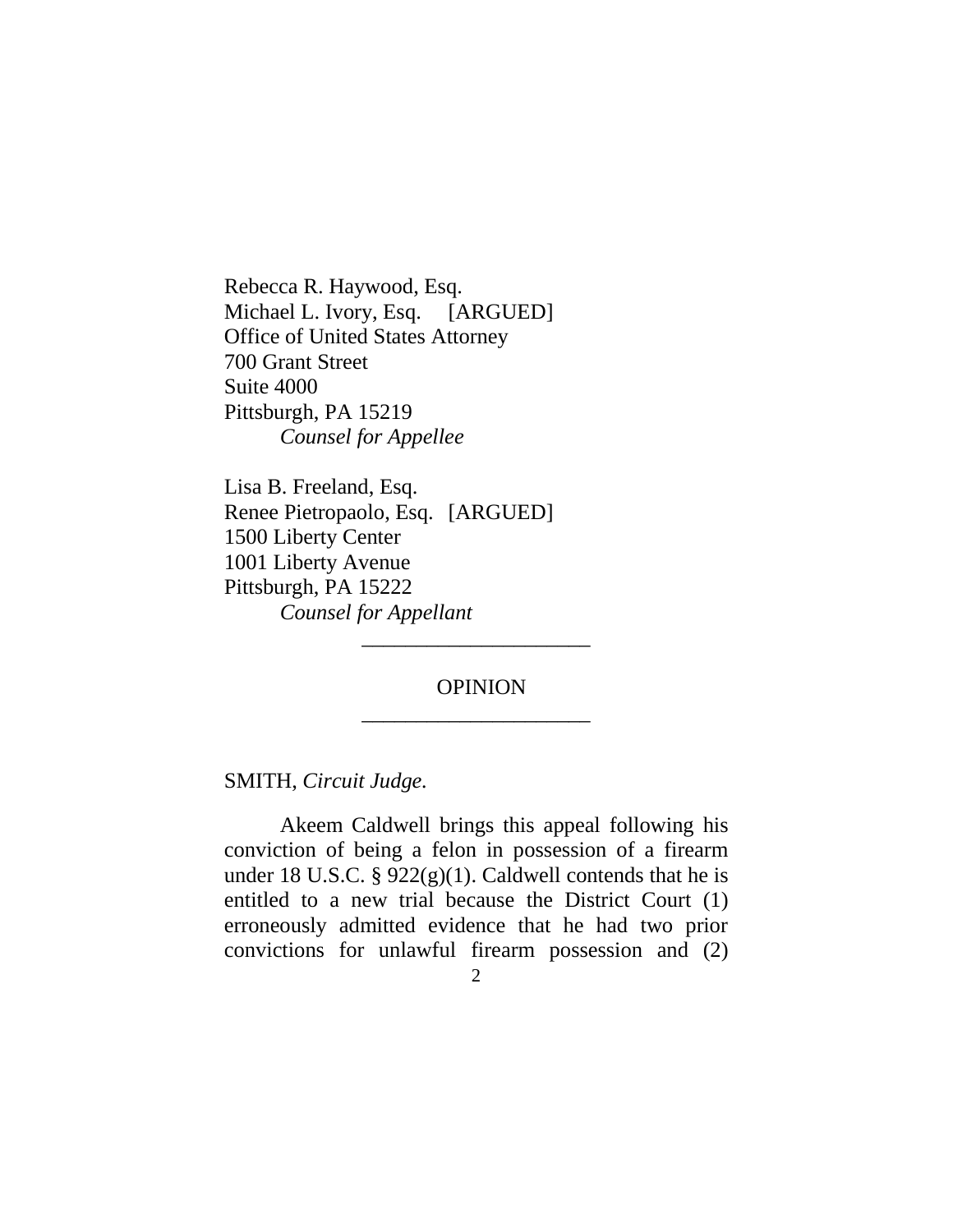Rebecca R. Haywood, Esq.
Michael L. Ivory, Esq. [ARGUED]
Office of United States Attorney
700 Grant Street
Suite 4000
Pittsburgh, PA 15219
*Counsel for Appellee*

Lisa B. Freeland, Esq.
Renee Pietropaolo, Esq. [ARGUED]
1500 Liberty Center
1001 Liberty Avenue
Pittsburgh, PA 15222
*Counsel for Appellant*

---

OPINION

---

SMITH, *Circuit Judge.*

Akeem Caldwell brings this appeal following his conviction of being a felon in possession of a firearm under 18 U.S.C. § 922(g)(1). Caldwell contends that he is entitled to a new trial because the District Court (1) erroneously admitted evidence that he had two prior convictions for unlawful firearm possession and (2)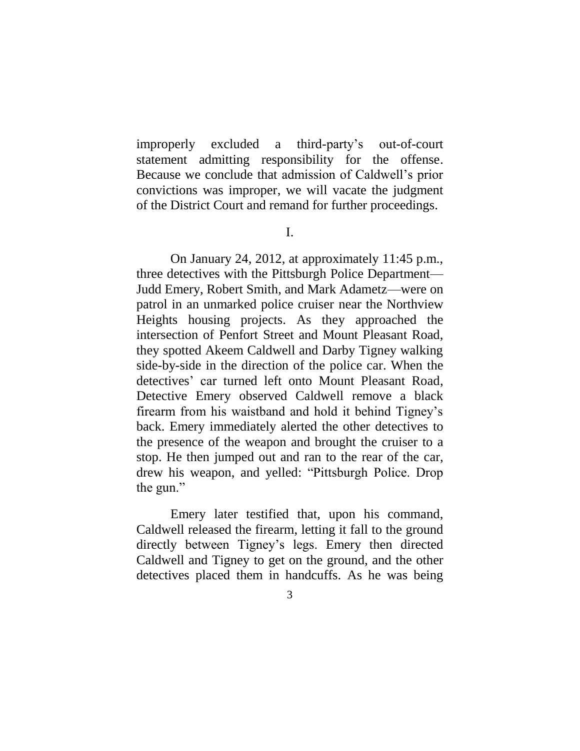improperly excluded a third-party's out-of-court statement admitting responsibility for the offense. Because we conclude that admission of Caldwell's prior convictions was improper, we will vacate the judgment of the District Court and remand for further proceedings.

## I.

On January 24, 2012, at approximately 11:45 p.m., three detectives with the Pittsburgh Police Department—Judd Emery, Robert Smith, and Mark Adametz—were on patrol in an unmarked police cruiser near the Northview Heights housing projects. As they approached the intersection of Penfort Street and Mount Pleasant Road, they spotted Akeem Caldwell and Darby Tigney walking side-by-side in the direction of the police car. When the detectives' car turned left onto Mount Pleasant Road, Detective Emery observed Caldwell remove a black firearm from his waistband and hold it behind Tigney's back. Emery immediately alerted the other detectives to the presence of the weapon and brought the cruiser to a stop. He then jumped out and ran to the rear of the car, drew his weapon, and yelled: "Pittsburgh Police. Drop the gun."

Emery later testified that, upon his command, Caldwell released the firearm, letting it fall to the ground directly between Tigney's legs. Emery then directed Caldwell and Tigney to get on the ground, and the other detectives placed them in handcuffs. As he was being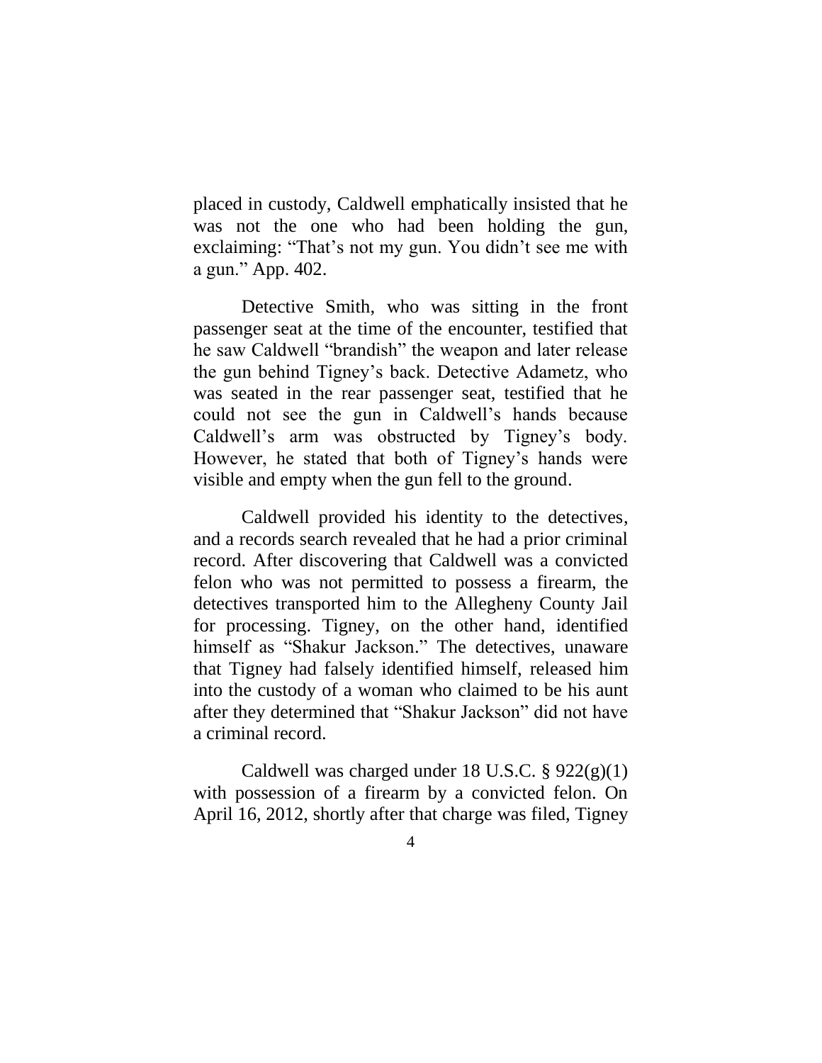placed in custody, Caldwell emphatically insisted that he was not the one who had been holding the gun, exclaiming: "That's not my gun. You didn't see me with a gun." App. 402.

Detective Smith, who was sitting in the front passenger seat at the time of the encounter, testified that he saw Caldwell "brandish" the weapon and later release the gun behind Tigney's back. Detective Adametz, who was seated in the rear passenger seat, testified that he could not see the gun in Caldwell's hands because Caldwell's arm was obstructed by Tigney's body. However, he stated that both of Tigney's hands were visible and empty when the gun fell to the ground.

Caldwell provided his identity to the detectives, and a records search revealed that he had a prior criminal record. After discovering that Caldwell was a convicted felon who was not permitted to possess a firearm, the detectives transported him to the Allegheny County Jail for processing. Tigney, on the other hand, identified himself as "Shakur Jackson." The detectives, unaware that Tigney had falsely identified himself, released him into the custody of a woman who claimed to be his aunt after they determined that "Shakur Jackson" did not have a criminal record.

Caldwell was charged under 18 U.S.C. § 922(g)(1) with possession of a firearm by a convicted felon. On April 16, 2012, shortly after that charge was filed, Tigney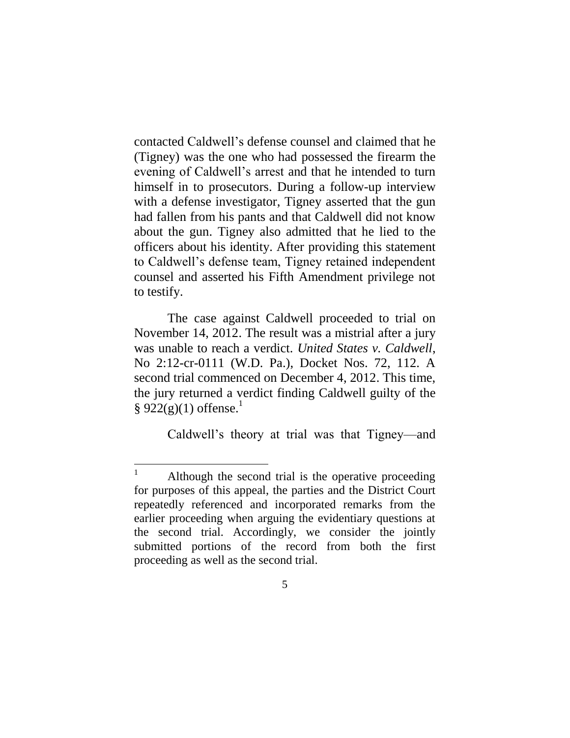contacted Caldwell's defense counsel and claimed that he (Tigney) was the one who had possessed the firearm the evening of Caldwell's arrest and that he intended to turn himself in to prosecutors. During a follow-up interview with a defense investigator, Tigney asserted that the gun had fallen from his pants and that Caldwell did not know about the gun. Tigney also admitted that he lied to the officers about his identity. After providing this statement to Caldwell's defense team, Tigney retained independent counsel and asserted his Fifth Amendment privilege not to testify.

The case against Caldwell proceeded to trial on November 14, 2012. The result was a mistrial after a jury was unable to reach a verdict. *United States v. Caldwell*, No 2:12-cr-0111 (W.D. Pa.), Docket Nos. 72, 112. A second trial commenced on December 4, 2012. This time, the jury returned a verdict finding Caldwell guilty of the § 922(g)(1) offense.[1]

Caldwell's theory at trial was that Tigney—and

[1] Although the second trial is the operative proceeding for purposes of this appeal, the parties and the District Court repeatedly referenced and incorporated remarks from the earlier proceeding when arguing the evidentiary questions at the second trial. Accordingly, we consider the jointly submitted portions of the record from both the first proceeding as well as the second trial.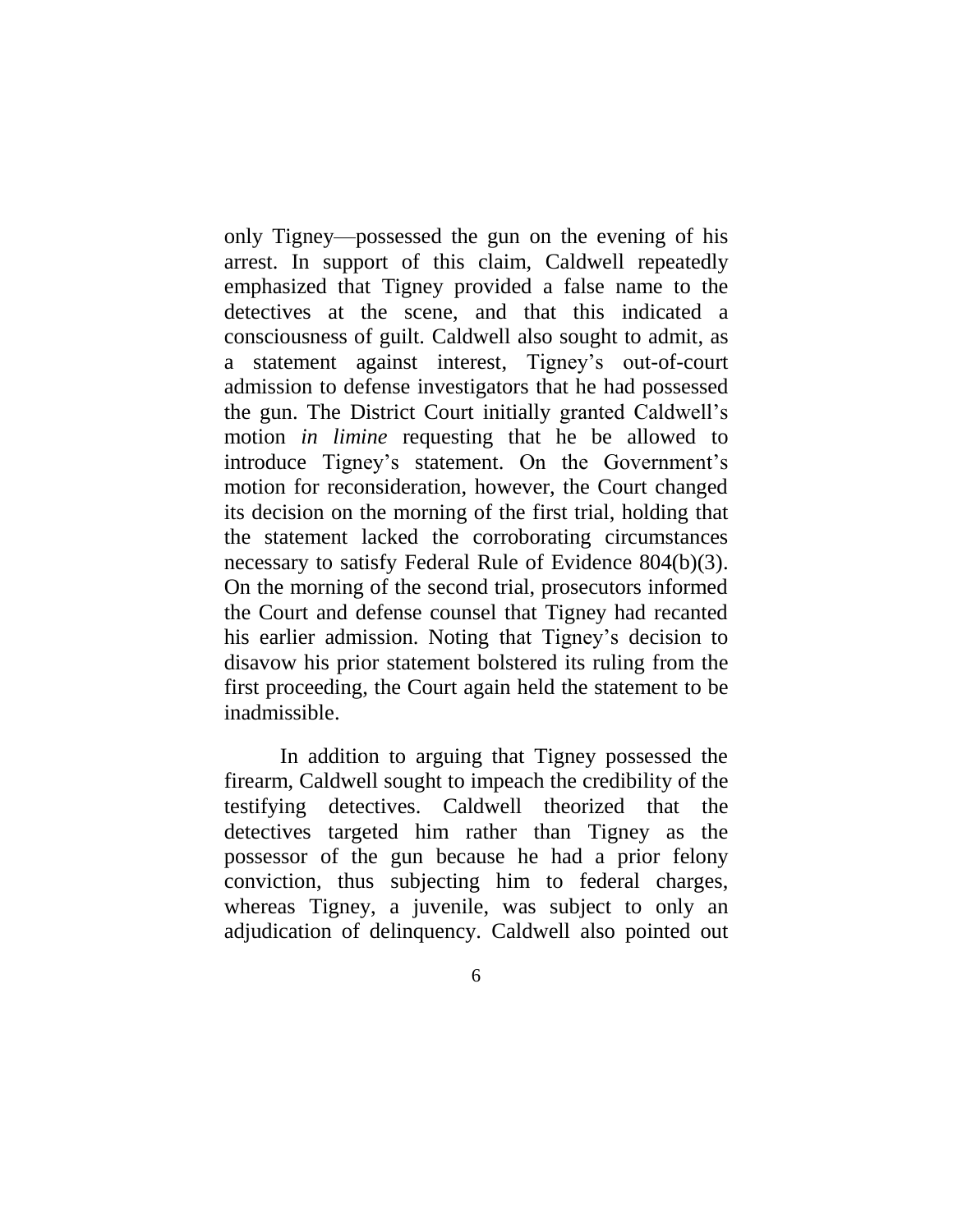only Tigney—possessed the gun on the evening of his arrest. In support of this claim, Caldwell repeatedly emphasized that Tigney provided a false name to the detectives at the scene, and that this indicated a consciousness of guilt. Caldwell also sought to admit, as a statement against interest, Tigney's out-of-court admission to defense investigators that he had possessed the gun. The District Court initially granted Caldwell's motion *in limine* requesting that he be allowed to introduce Tigney's statement. On the Government's motion for reconsideration, however, the Court changed its decision on the morning of the first trial, holding that the statement lacked the corroborating circumstances necessary to satisfy Federal Rule of Evidence 804(b)(3). On the morning of the second trial, prosecutors informed the Court and defense counsel that Tigney had recanted his earlier admission. Noting that Tigney's decision to disavow his prior statement bolstered its ruling from the first proceeding, the Court again held the statement to be inadmissible.

In addition to arguing that Tigney possessed the firearm, Caldwell sought to impeach the credibility of the testifying detectives. Caldwell theorized that the detectives targeted him rather than Tigney as the possessor of the gun because he had a prior felony conviction, thus subjecting him to federal charges, whereas Tigney, a juvenile, was subject to only an adjudication of delinquency. Caldwell also pointed out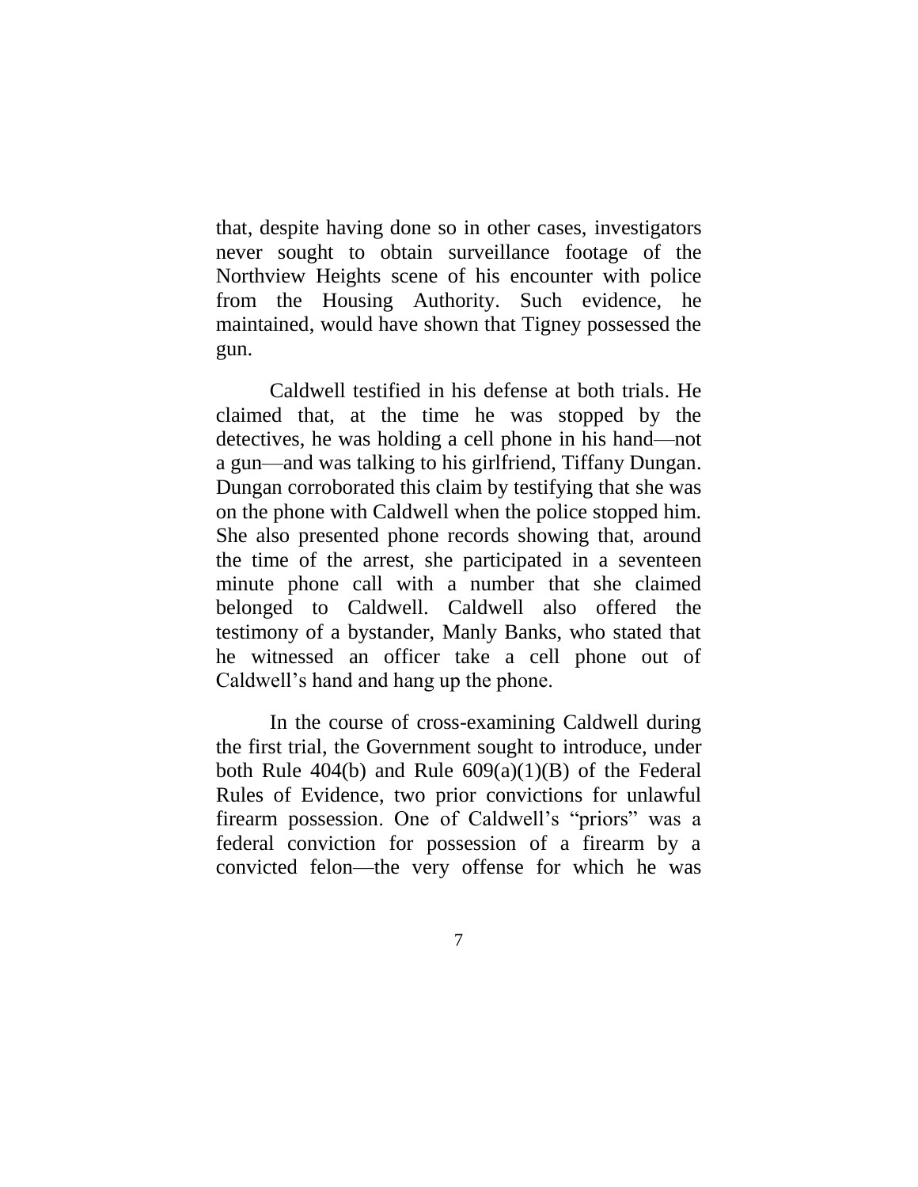that, despite having done so in other cases, investigators never sought to obtain surveillance footage of the Northview Heights scene of his encounter with police from the Housing Authority. Such evidence, he maintained, would have shown that Tigney possessed the gun.

Caldwell testified in his defense at both trials. He claimed that, at the time he was stopped by the detectives, he was holding a cell phone in his hand—not a gun—and was talking to his girlfriend, Tiffany Dungan. Dungan corroborated this claim by testifying that she was on the phone with Caldwell when the police stopped him. She also presented phone records showing that, around the time of the arrest, she participated in a seventeen minute phone call with a number that she claimed belonged to Caldwell. Caldwell also offered the testimony of a bystander, Manly Banks, who stated that he witnessed an officer take a cell phone out of Caldwell's hand and hang up the phone.

In the course of cross-examining Caldwell during the first trial, the Government sought to introduce, under both Rule 404(b) and Rule 609(a)(1)(B) of the Federal Rules of Evidence, two prior convictions for unlawful firearm possession. One of Caldwell's "priors" was a federal conviction for possession of a firearm by a convicted felon—the very offense for which he was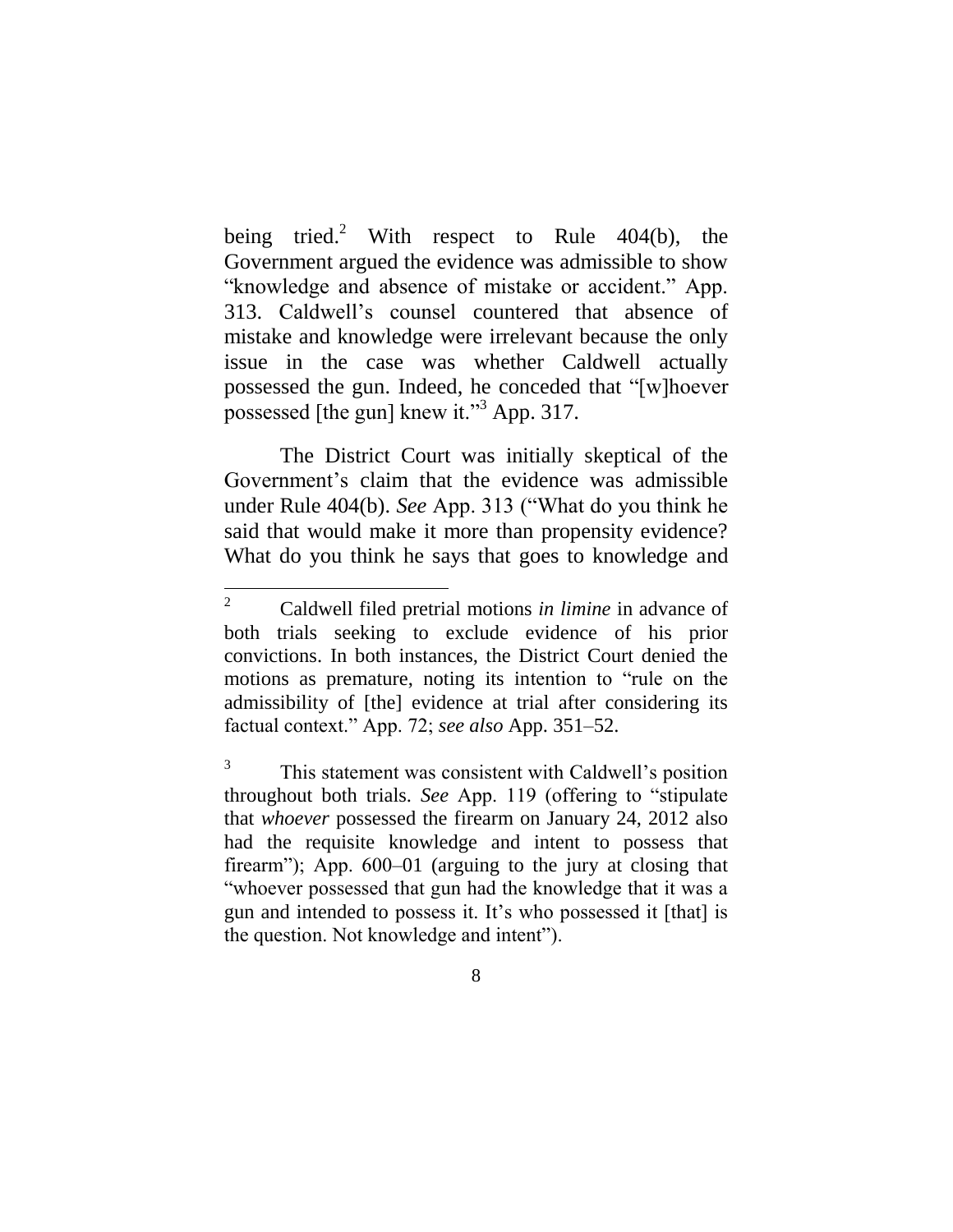being tried.[2] With respect to Rule 404(b), the Government argued the evidence was admissible to show "knowledge and absence of mistake or accident." App. 313. Caldwell's counsel countered that absence of mistake and knowledge were irrelevant because the only issue in the case was whether Caldwell actually possessed the gun. Indeed, he conceded that "[w]hoever possessed [the gun] knew it."[3] App. 317.

The District Court was initially skeptical of the Government's claim that the evidence was admissible under Rule 404(b). *See* App. 313 ("What do you think he said that would make it more than propensity evidence? What do you think he says that goes to knowledge and

---

[2] Caldwell filed pretrial motions *in limine* in advance of both trials seeking to exclude evidence of his prior convictions. In both instances, the District Court denied the motions as premature, noting its intention to "rule on the admissibility of [the] evidence at trial after considering its factual context." App. 72; *see also* App. 351–52.

[3] This statement was consistent with Caldwell's position throughout both trials. *See* App. 119 (offering to "stipulate that *whoever* possessed the firearm on January 24, 2012 also had the requisite knowledge and intent to possess that firearm"); App. 600–01 (arguing to the jury at closing that "whoever possessed that gun had the knowledge that it was a gun and intended to possess it. It's who possessed it [that] is the question. Not knowledge and intent").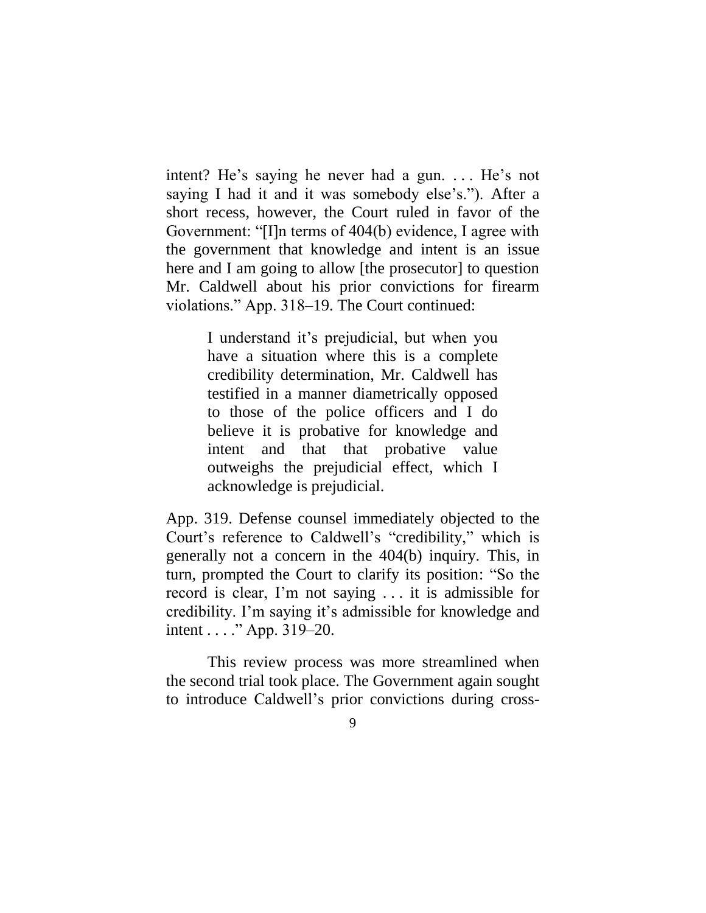intent? He's saying he never had a gun. . . . He's not saying I had it and it was somebody else's."). After a short recess, however, the Court ruled in favor of the Government: "[I]n terms of 404(b) evidence, I agree with the government that knowledge and intent is an issue here and I am going to allow [the prosecutor] to question Mr. Caldwell about his prior convictions for firearm violations." App. 318–19. The Court continued:

> I understand it's prejudicial, but when you have a situation where this is a complete credibility determination, Mr. Caldwell has testified in a manner diametrically opposed to those of the police officers and I do believe it is probative for knowledge and intent and that that probative value outweighs the prejudicial effect, which I acknowledge is prejudicial.

App. 319. Defense counsel immediately objected to the Court's reference to Caldwell's "credibility," which is generally not a concern in the 404(b) inquiry. This, in turn, prompted the Court to clarify its position: "So the record is clear, I'm not saying . . . it is admissible for credibility. I'm saying it's admissible for knowledge and intent . . . ." App. 319–20.

This review process was more streamlined when the second trial took place. The Government again sought to introduce Caldwell's prior convictions during cross-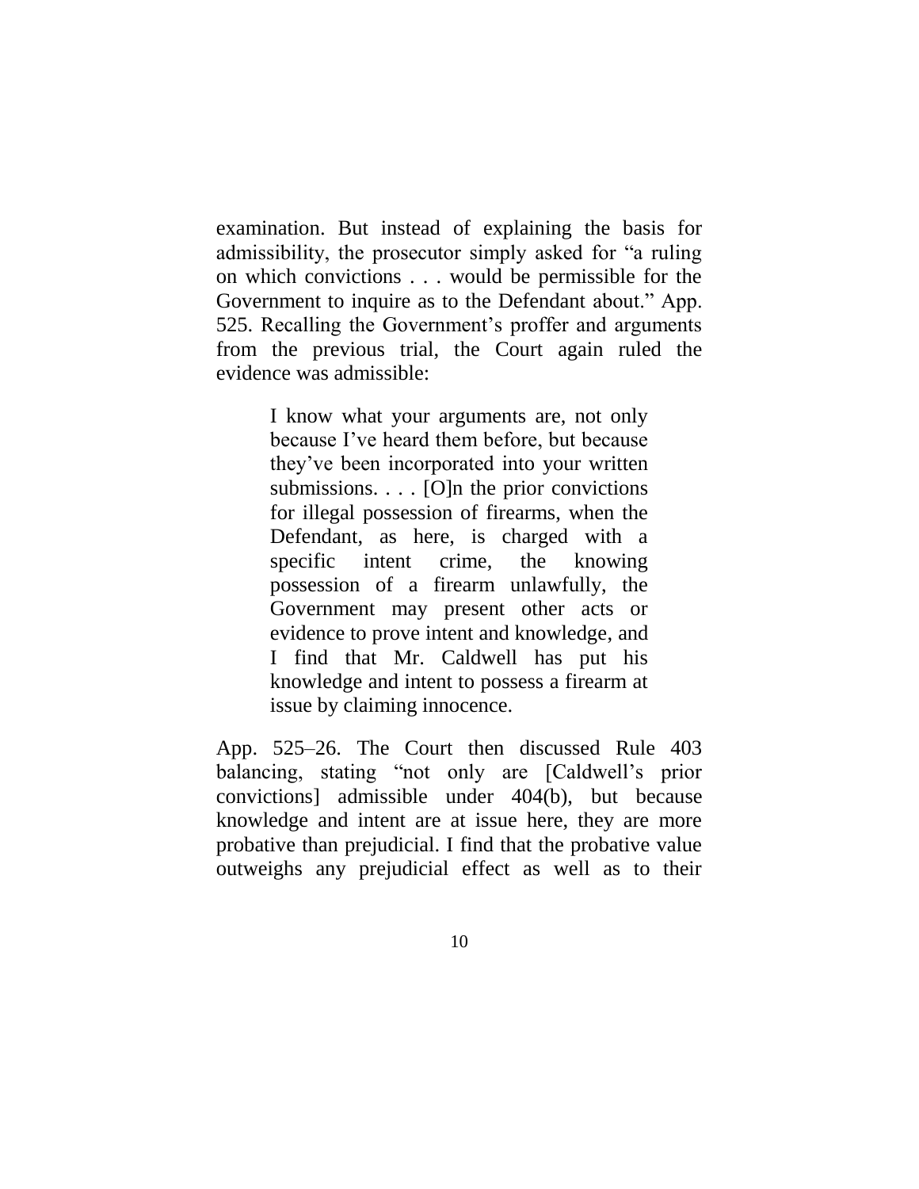examination. But instead of explaining the basis for admissibility, the prosecutor simply asked for "a ruling on which convictions . . . would be permissible for the Government to inquire as to the Defendant about." App. 525. Recalling the Government's proffer and arguments from the previous trial, the Court again ruled the evidence was admissible:

> I know what your arguments are, not only because I've heard them before, but because they've been incorporated into your written submissions. . . . [O]n the prior convictions for illegal possession of firearms, when the Defendant, as here, is charged with a specific intent crime, the knowing possession of a firearm unlawfully, the Government may present other acts or evidence to prove intent and knowledge, and I find that Mr. Caldwell has put his knowledge and intent to possess a firearm at issue by claiming innocence.

App. 525–26. The Court then discussed Rule 403 balancing, stating "not only are [Caldwell's prior convictions] admissible under 404(b), but because knowledge and intent are at issue here, they are more probative than prejudicial. I find that the probative value outweighs any prejudicial effect as well as to their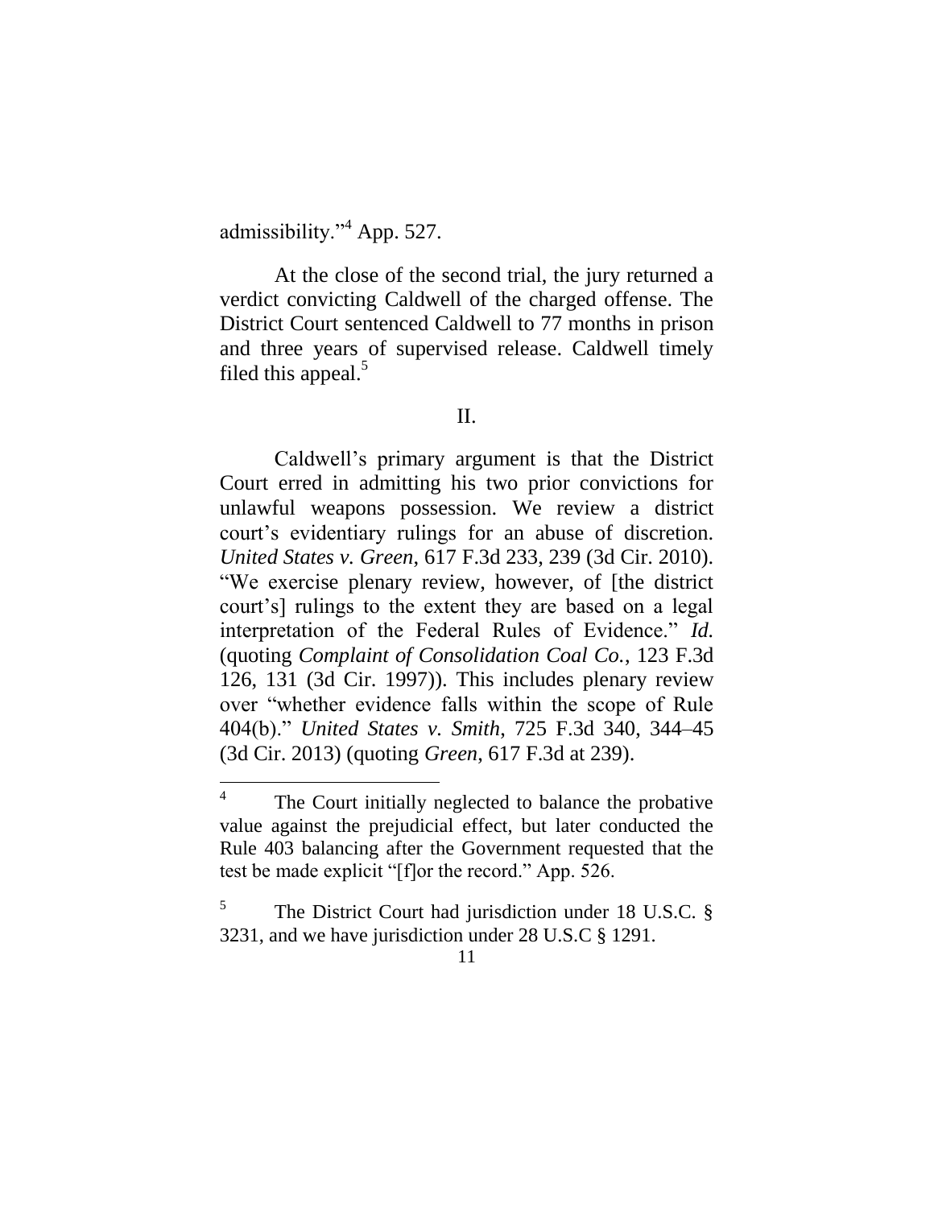admissibility."[4] App. 527.

At the close of the second trial, the jury returned a verdict convicting Caldwell of the charged offense. The District Court sentenced Caldwell to 77 months in prison and three years of supervised release. Caldwell timely filed this appeal.[5]

## II.

Caldwell's primary argument is that the District Court erred in admitting his two prior convictions for unlawful weapons possession. We review a district court's evidentiary rulings for an abuse of discretion. *United States v. Green*, 617 F.3d 233, 239 (3d Cir. 2010). "We exercise plenary review, however, of [the district court's] rulings to the extent they are based on a legal interpretation of the Federal Rules of Evidence." *Id.* (quoting *Complaint of Consolidation Coal Co.*, 123 F.3d 126, 131 (3d Cir. 1997)). This includes plenary review over "whether evidence falls within the scope of Rule 404(b)." *United States v. Smith*, 725 F.3d 340, 344–45 (3d Cir. 2013) (quoting *Green*, 617 F.3d at 239).

---

[4] The Court initially neglected to balance the probative value against the prejudicial effect, but later conducted the Rule 403 balancing after the Government requested that the test be made explicit "[f]or the record." App. 526.

[5] The District Court had jurisdiction under 18 U.S.C. § 3231, and we have jurisdiction under 28 U.S.C § 1291.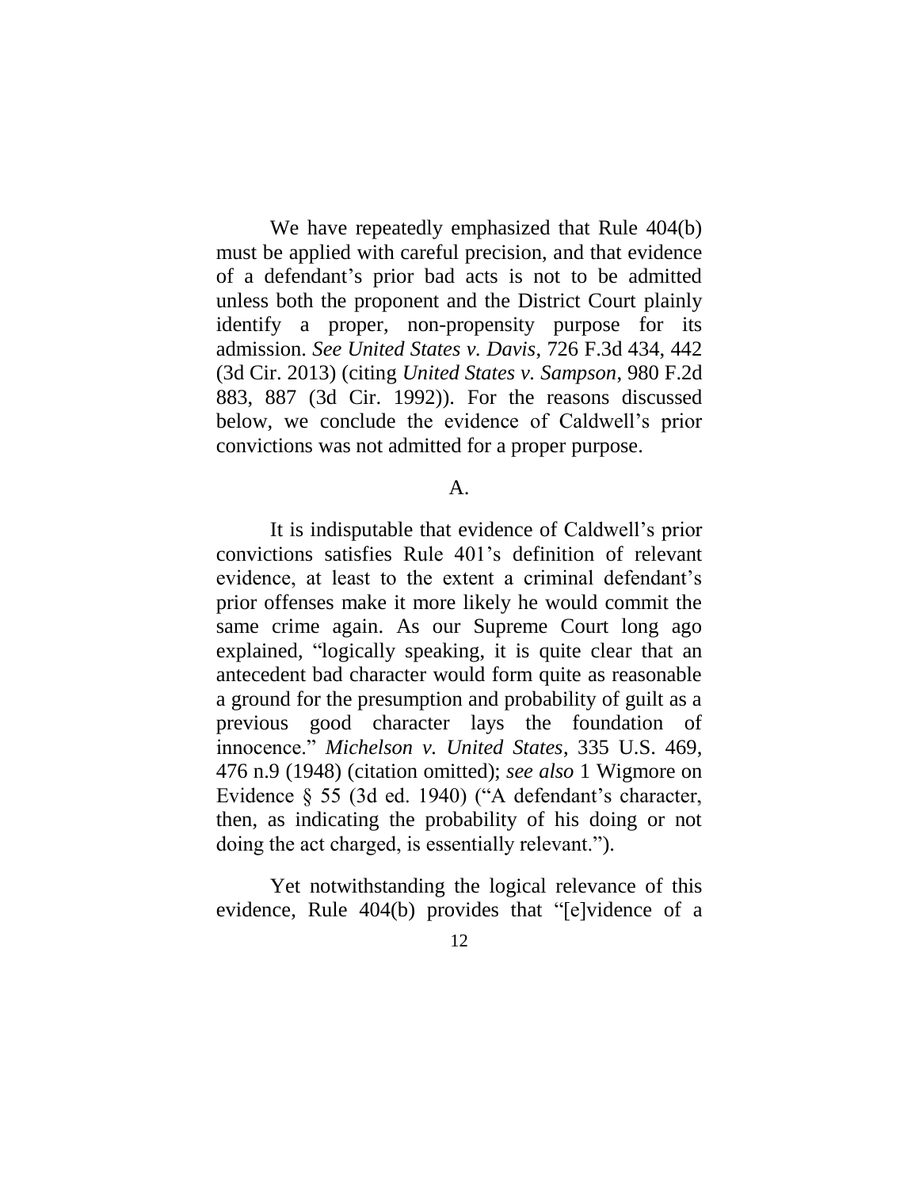We have repeatedly emphasized that Rule 404(b) must be applied with careful precision, and that evidence of a defendant's prior bad acts is not to be admitted unless both the proponent and the District Court plainly identify a proper, non-propensity purpose for its admission. *See United States v. Davis*, 726 F.3d 434, 442 (3d Cir. 2013) (citing *United States v. Sampson*, 980 F.2d 883, 887 (3d Cir. 1992)). For the reasons discussed below, we conclude the evidence of Caldwell's prior convictions was not admitted for a proper purpose.

A.

It is indisputable that evidence of Caldwell's prior convictions satisfies Rule 401's definition of relevant evidence, at least to the extent a criminal defendant's prior offenses make it more likely he would commit the same crime again. As our Supreme Court long ago explained, "logically speaking, it is quite clear that an antecedent bad character would form quite as reasonable a ground for the presumption and probability of guilt as a previous good character lays the foundation of innocence." *Michelson v. United States*, 335 U.S. 469, 476 n.9 (1948) (citation omitted); *see also* 1 Wigmore on Evidence § 55 (3d ed. 1940) ("A defendant's character, then, as indicating the probability of his doing or not doing the act charged, is essentially relevant.").

Yet notwithstanding the logical relevance of this evidence, Rule 404(b) provides that "[e]vidence of a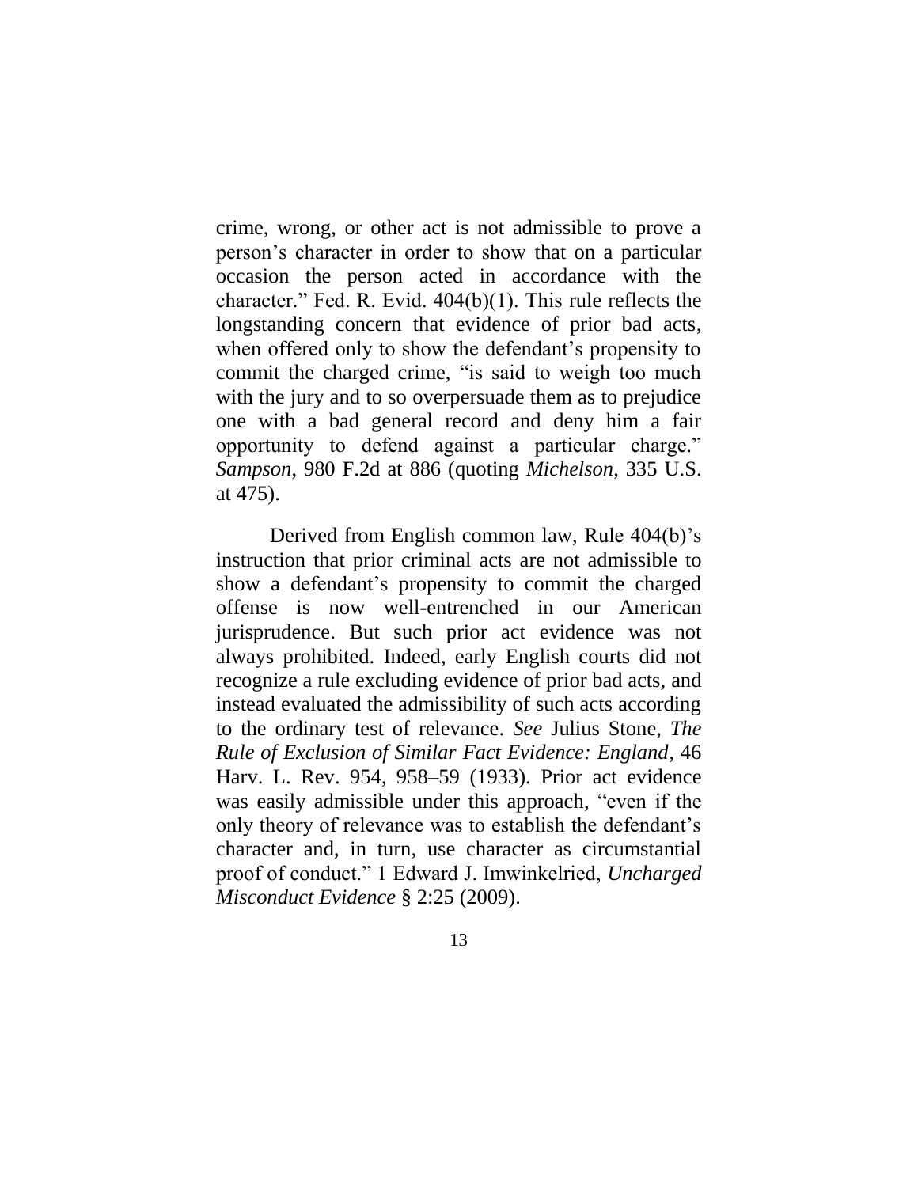crime, wrong, or other act is not admissible to prove a person's character in order to show that on a particular occasion the person acted in accordance with the character." Fed. R. Evid. 404(b)(1). This rule reflects the longstanding concern that evidence of prior bad acts, when offered only to show the defendant's propensity to commit the charged crime, "is said to weigh too much with the jury and to so overpersuade them as to prejudice one with a bad general record and deny him a fair opportunity to defend against a particular charge." *Sampson*, 980 F.2d at 886 (quoting *Michelson*, 335 U.S. at 475).

Derived from English common law, Rule 404(b)'s instruction that prior criminal acts are not admissible to show a defendant's propensity to commit the charged offense is now well-entrenched in our American jurisprudence. But such prior act evidence was not always prohibited. Indeed, early English courts did not recognize a rule excluding evidence of prior bad acts, and instead evaluated the admissibility of such acts according to the ordinary test of relevance. *See* Julius Stone, *The Rule of Exclusion of Similar Fact Evidence: England*, 46 Harv. L. Rev. 954, 958–59 (1933). Prior act evidence was easily admissible under this approach, "even if the only theory of relevance was to establish the defendant's character and, in turn, use character as circumstantial proof of conduct." 1 Edward J. Imwinkelried, *Uncharged Misconduct Evidence* § 2:25 (2009).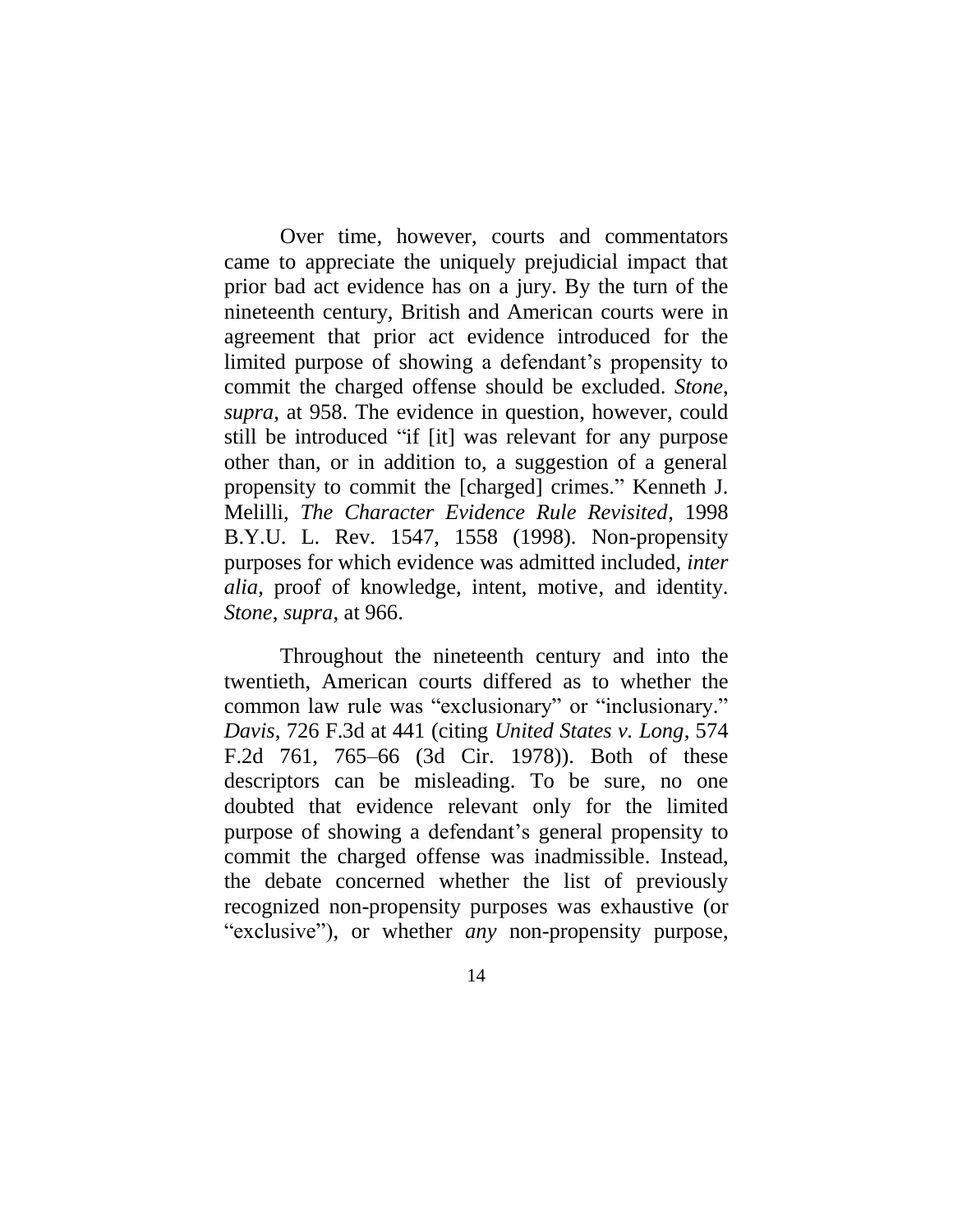Over time, however, courts and commentators came to appreciate the uniquely prejudicial impact that prior bad act evidence has on a jury. By the turn of the nineteenth century, British and American courts were in agreement that prior act evidence introduced for the limited purpose of showing a defendant's propensity to commit the charged offense should be excluded. *Stone*, *supra*, at 958. The evidence in question, however, could still be introduced "if [it] was relevant for any purpose other than, or in addition to, a suggestion of a general propensity to commit the [charged] crimes." Kenneth J. Melilli, *The Character Evidence Rule Revisited*, 1998 B.Y.U. L. Rev. 1547, 1558 (1998). Non-propensity purposes for which evidence was admitted included, *inter alia*, proof of knowledge, intent, motive, and identity. *Stone*, *supra*, at 966.

Throughout the nineteenth century and into the twentieth, American courts differed as to whether the common law rule was "exclusionary" or "inclusionary." *Davis*, 726 F.3d at 441 (citing *United States v. Long*, 574 F.2d 761, 765–66 (3d Cir. 1978)). Both of these descriptors can be misleading. To be sure, no one doubted that evidence relevant only for the limited purpose of showing a defendant's general propensity to commit the charged offense was inadmissible. Instead, the debate concerned whether the list of previously recognized non-propensity purposes was exhaustive (or "exclusive"), or whether *any* non-propensity purpose,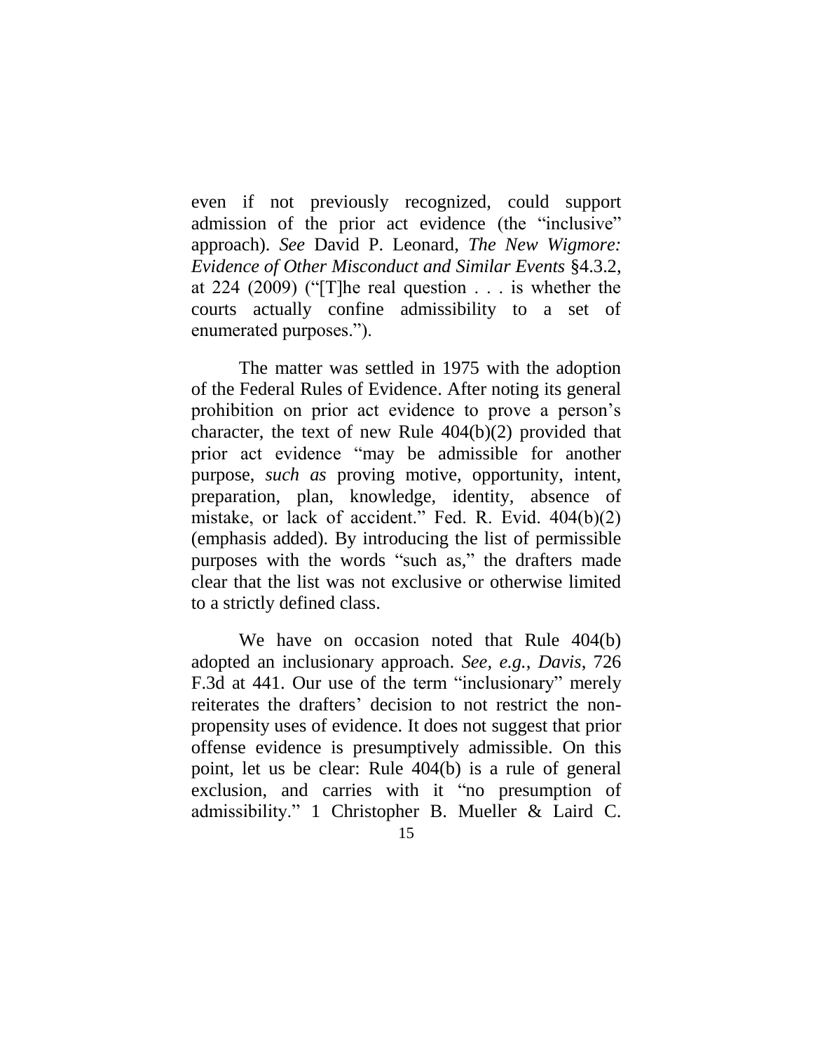even if not previously recognized, could support admission of the prior act evidence (the "inclusive" approach). *See* David P. Leonard, *The New Wigmore: Evidence of Other Misconduct and Similar Events* §4.3.2, at 224 (2009) ("[T]he real question . . . is whether the courts actually confine admissibility to a set of enumerated purposes.").

The matter was settled in 1975 with the adoption of the Federal Rules of Evidence. After noting its general prohibition on prior act evidence to prove a person's character, the text of new Rule 404(b)(2) provided that prior act evidence "may be admissible for another purpose, *such as* proving motive, opportunity, intent, preparation, plan, knowledge, identity, absence of mistake, or lack of accident." Fed. R. Evid. 404(b)(2) (emphasis added). By introducing the list of permissible purposes with the words "such as," the drafters made clear that the list was not exclusive or otherwise limited to a strictly defined class.

We have on occasion noted that Rule 404(b) adopted an inclusionary approach. *See, e.g.*, *Davis*, 726 F.3d at 441. Our use of the term "inclusionary" merely reiterates the drafters' decision to not restrict the non-propensity uses of evidence. It does not suggest that prior offense evidence is presumptively admissible. On this point, let us be clear: Rule 404(b) is a rule of general exclusion, and carries with it "no presumption of admissibility." 1 Christopher B. Mueller & Laird C.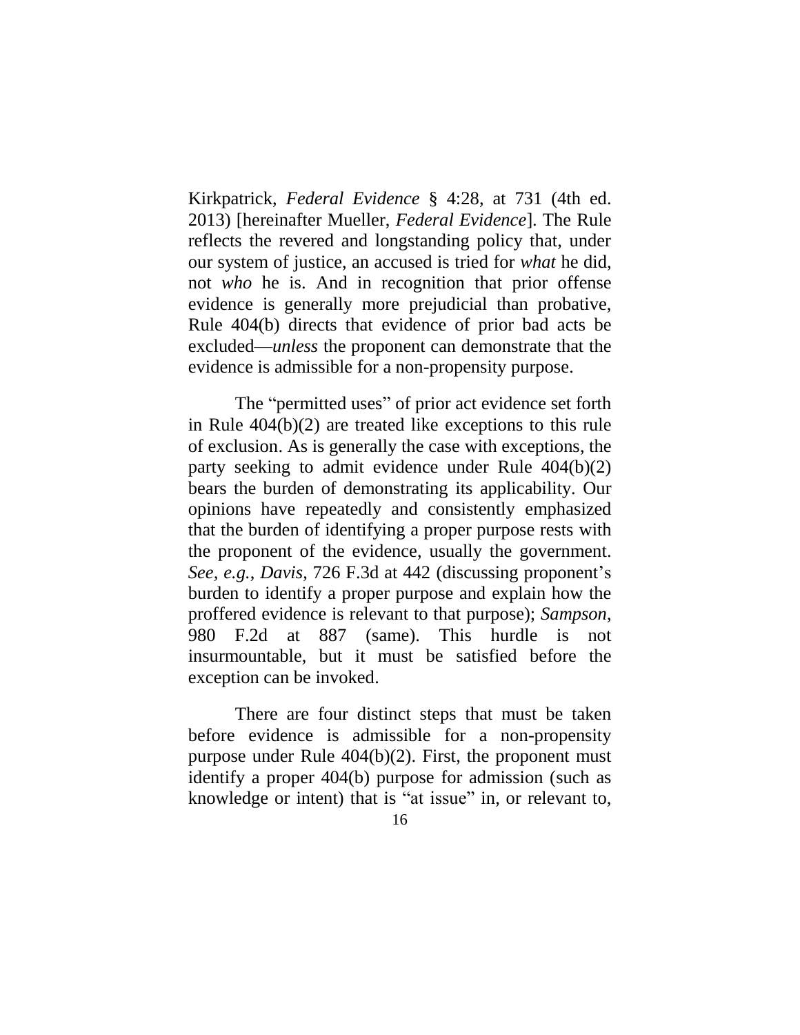Kirkpatrick, *Federal Evidence* § 4:28, at 731 (4th ed. 2013) [hereinafter Mueller, *Federal Evidence*]. The Rule reflects the revered and longstanding policy that, under our system of justice, an accused is tried for *what* he did, not *who* he is. And in recognition that prior offense evidence is generally more prejudicial than probative, Rule 404(b) directs that evidence of prior bad acts be excluded—*unless* the proponent can demonstrate that the evidence is admissible for a non-propensity purpose.

The "permitted uses" of prior act evidence set forth in Rule 404(b)(2) are treated like exceptions to this rule of exclusion. As is generally the case with exceptions, the party seeking to admit evidence under Rule 404(b)(2) bears the burden of demonstrating its applicability. Our opinions have repeatedly and consistently emphasized that the burden of identifying a proper purpose rests with the proponent of the evidence, usually the government. *See, e.g.*, *Davis*, 726 F.3d at 442 (discussing proponent's burden to identify a proper purpose and explain how the proffered evidence is relevant to that purpose); *Sampson*, 980 F.2d at 887 (same). This hurdle is not insurmountable, but it must be satisfied before the exception can be invoked.

There are four distinct steps that must be taken before evidence is admissible for a non-propensity purpose under Rule 404(b)(2). First, the proponent must identify a proper 404(b) purpose for admission (such as knowledge or intent) that is "at issue" in, or relevant to,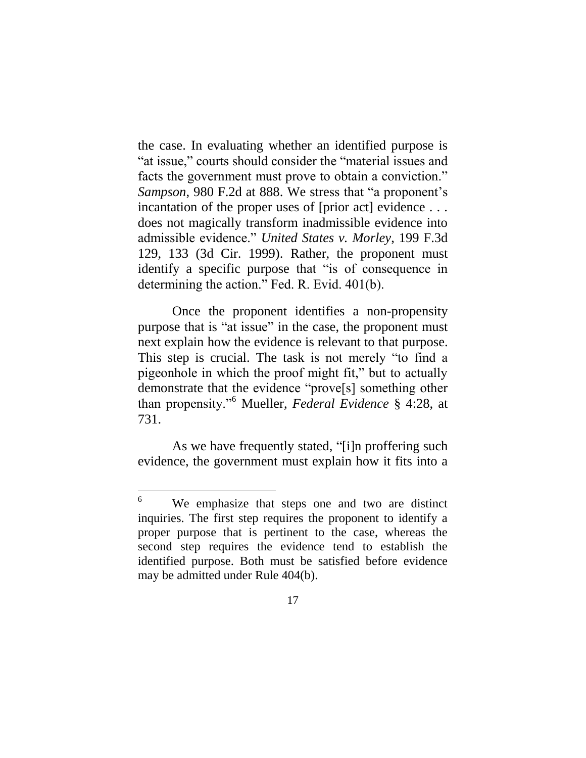the case. In evaluating whether an identified purpose is "at issue," courts should consider the "material issues and facts the government must prove to obtain a conviction." *Sampson*, 980 F.2d at 888. We stress that "a proponent's incantation of the proper uses of [prior act] evidence . . . does not magically transform inadmissible evidence into admissible evidence." *United States v. Morley*, 199 F.3d 129, 133 (3d Cir. 1999). Rather, the proponent must identify a specific purpose that "is of consequence in determining the action." Fed. R. Evid. 401(b).

Once the proponent identifies a non-propensity purpose that is "at issue" in the case, the proponent must next explain how the evidence is relevant to that purpose. This step is crucial. The task is not merely "to find a pigeonhole in which the proof might fit," but to actually demonstrate that the evidence "prove[s] something other than propensity."[6] Mueller, *Federal Evidence* § 4:28, at 731.

As we have frequently stated, "[i]n proffering such evidence, the government must explain how it fits into a

---

[6] We emphasize that steps one and two are distinct inquiries. The first step requires the proponent to identify a proper purpose that is pertinent to the case, whereas the second step requires the evidence tend to establish the identified purpose. Both must be satisfied before evidence may be admitted under Rule 404(b).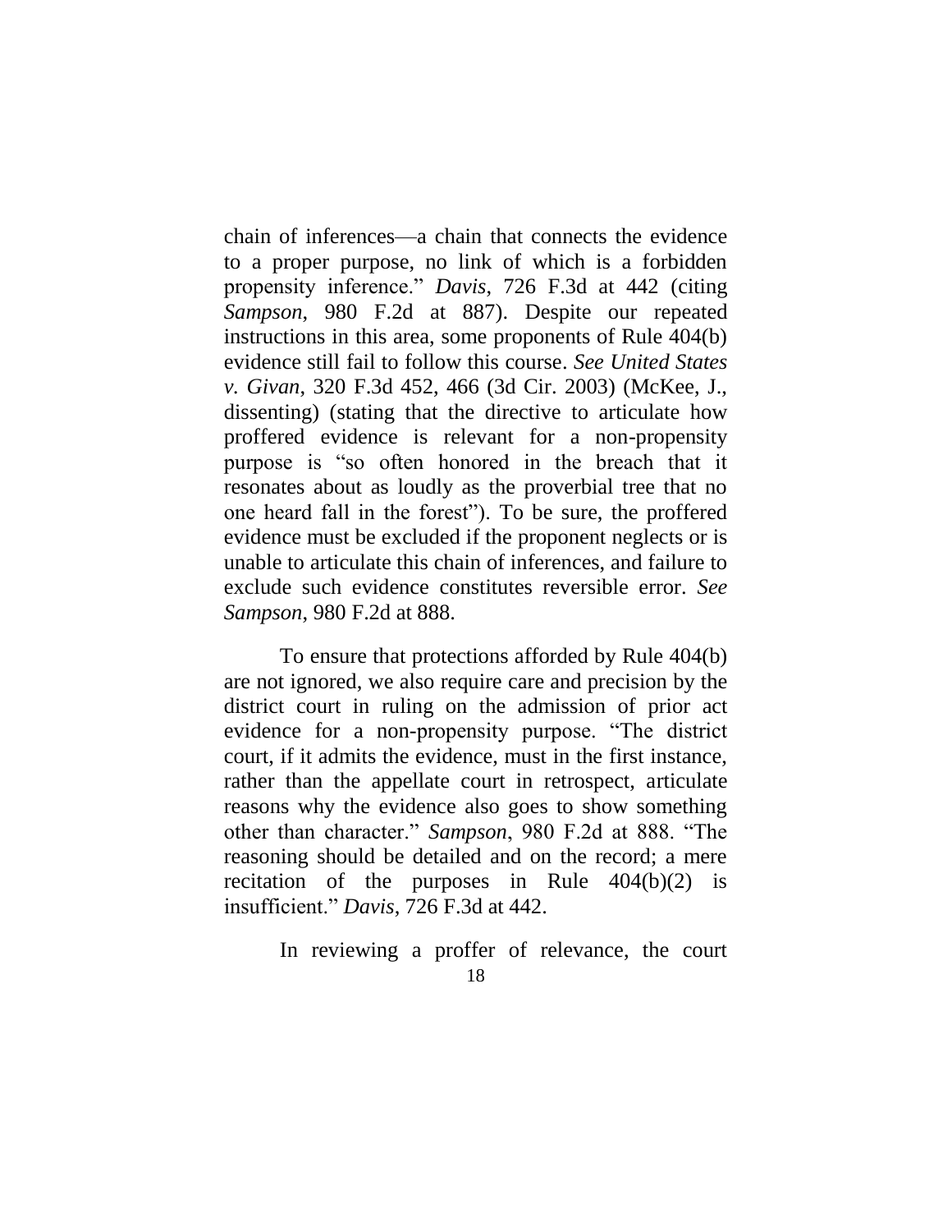chain of inferences—a chain that connects the evidence to a proper purpose, no link of which is a forbidden propensity inference." *Davis*, 726 F.3d at 442 (citing *Sampson*, 980 F.2d at 887). Despite our repeated instructions in this area, some proponents of Rule 404(b) evidence still fail to follow this course. *See United States v. Givan*, 320 F.3d 452, 466 (3d Cir. 2003) (McKee, J., dissenting) (stating that the directive to articulate how proffered evidence is relevant for a non-propensity purpose is "so often honored in the breach that it resonates about as loudly as the proverbial tree that no one heard fall in the forest"). To be sure, the proffered evidence must be excluded if the proponent neglects or is unable to articulate this chain of inferences, and failure to exclude such evidence constitutes reversible error. *See Sampson*, 980 F.2d at 888.

To ensure that protections afforded by Rule 404(b) are not ignored, we also require care and precision by the district court in ruling on the admission of prior act evidence for a non-propensity purpose. "The district court, if it admits the evidence, must in the first instance, rather than the appellate court in retrospect, articulate reasons why the evidence also goes to show something other than character." *Sampson*, 980 F.2d at 888. "The reasoning should be detailed and on the record; a mere recitation of the purposes in Rule 404(b)(2) is insufficient." *Davis*, 726 F.3d at 442.

In reviewing a proffer of relevance, the court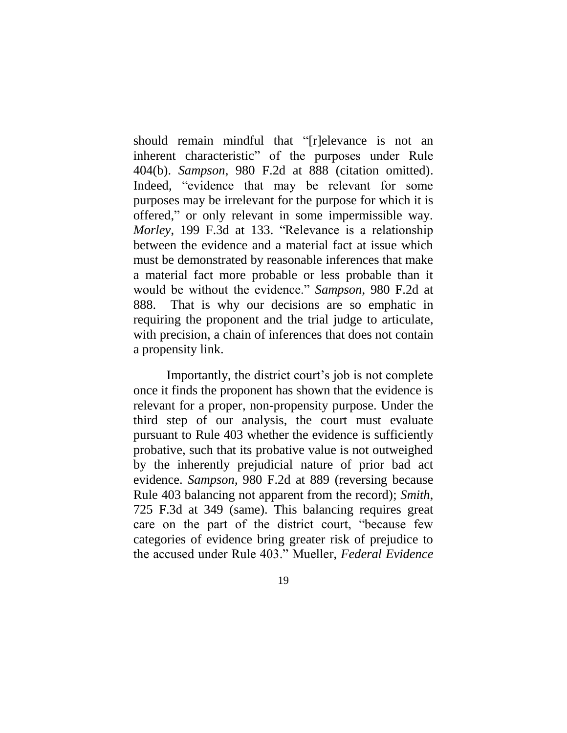should remain mindful that "[r]elevance is not an inherent characteristic" of the purposes under Rule 404(b). *Sampson*, 980 F.2d at 888 (citation omitted). Indeed, "evidence that may be relevant for some purposes may be irrelevant for the purpose for which it is offered," or only relevant in some impermissible way. *Morley*, 199 F.3d at 133. "Relevance is a relationship between the evidence and a material fact at issue which must be demonstrated by reasonable inferences that make a material fact more probable or less probable than it would be without the evidence." *Sampson*, 980 F.2d at 888. That is why our decisions are so emphatic in requiring the proponent and the trial judge to articulate, with precision, a chain of inferences that does not contain a propensity link.

Importantly, the district court's job is not complete once it finds the proponent has shown that the evidence is relevant for a proper, non-propensity purpose. Under the third step of our analysis, the court must evaluate pursuant to Rule 403 whether the evidence is sufficiently probative, such that its probative value is not outweighed by the inherently prejudicial nature of prior bad act evidence. *Sampson*, 980 F.2d at 889 (reversing because Rule 403 balancing not apparent from the record); *Smith*, 725 F.3d at 349 (same). This balancing requires great care on the part of the district court, "because few categories of evidence bring greater risk of prejudice to the accused under Rule 403." Mueller, *Federal Evidence*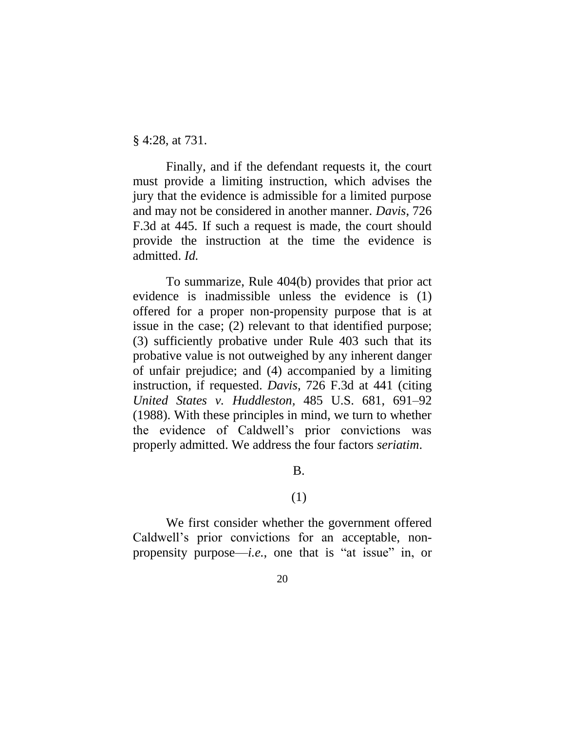§ 4:28, at 731.

Finally, and if the defendant requests it, the court must provide a limiting instruction, which advises the jury that the evidence is admissible for a limited purpose and may not be considered in another manner. *Davis*, 726 F.3d at 445. If such a request is made, the court should provide the instruction at the time the evidence is admitted. *Id.*

To summarize, Rule 404(b) provides that prior act evidence is inadmissible unless the evidence is (1) offered for a proper non-propensity purpose that is at issue in the case; (2) relevant to that identified purpose; (3) sufficiently probative under Rule 403 such that its probative value is not outweighed by any inherent danger of unfair prejudice; and (4) accompanied by a limiting instruction, if requested. *Davis*, 726 F.3d at 441 (citing *United States v. Huddleston*, 485 U.S. 681, 691–92 (1988). With these principles in mind, we turn to whether the evidence of Caldwell's prior convictions was properly admitted. We address the four factors *seriatim*.

B.

(1)

We first consider whether the government offered Caldwell's prior convictions for an acceptable, non-propensity purpose—*i.e.*, one that is "at issue" in, or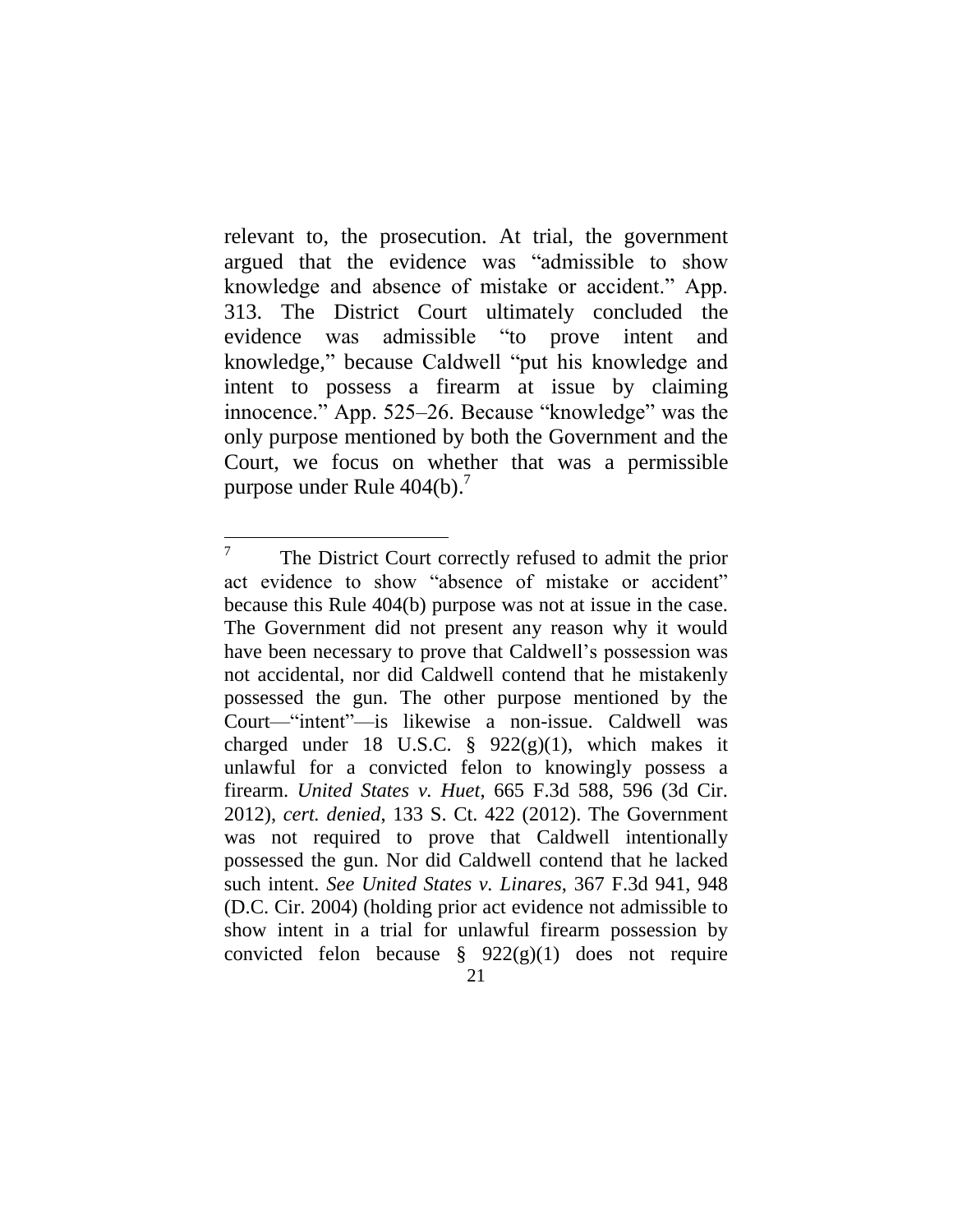relevant to, the prosecution. At trial, the government argued that the evidence was "admissible to show knowledge and absence of mistake or accident." App. 313. The District Court ultimately concluded the evidence was admissible "to prove intent and knowledge," because Caldwell "put his knowledge and intent to possess a firearm at issue by claiming innocence." App. 525–26. Because "knowledge" was the only purpose mentioned by both the Government and the Court, we focus on whether that was a permissible purpose under Rule 404(b).[7]

---

[7] The District Court correctly refused to admit the prior act evidence to show "absence of mistake or accident" because this Rule 404(b) purpose was not at issue in the case. The Government did not present any reason why it would have been necessary to prove that Caldwell's possession was not accidental, nor did Caldwell contend that he mistakenly possessed the gun. The other purpose mentioned by the Court—"intent"—is likewise a non-issue. Caldwell was charged under 18 U.S.C. § 922(g)(1), which makes it unlawful for a convicted felon to knowingly possess a firearm. *United States v. Huet*, 665 F.3d 588, 596 (3d Cir. 2012), *cert. denied*, 133 S. Ct. 422 (2012). The Government was not required to prove that Caldwell intentionally possessed the gun. Nor did Caldwell contend that he lacked such intent. *See United States v. Linares*, 367 F.3d 941, 948 (D.C. Cir. 2004) (holding prior act evidence not admissible to show intent in a trial for unlawful firearm possession by convicted felon because § 922(g)(1) does not require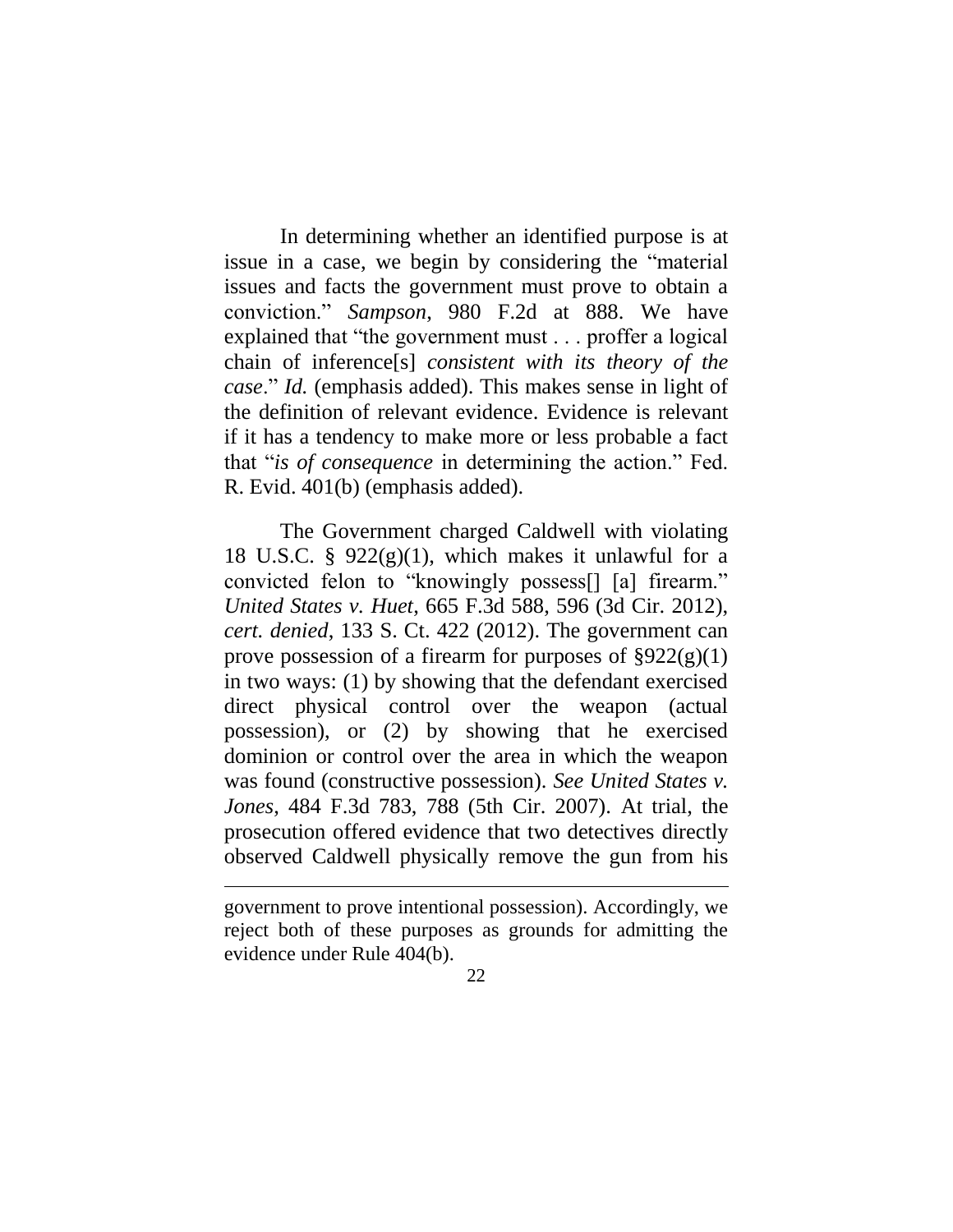In determining whether an identified purpose is at issue in a case, we begin by considering the "material issues and facts the government must prove to obtain a conviction." *Sampson*, 980 F.2d at 888. We have explained that "the government must . . . proffer a logical chain of inference[s] *consistent with its theory of the case*." *Id.* (emphasis added). This makes sense in light of the definition of relevant evidence. Evidence is relevant if it has a tendency to make more or less probable a fact that "*is of consequence* in determining the action." Fed. R. Evid. 401(b) (emphasis added).

The Government charged Caldwell with violating 18 U.S.C. § 922(g)(1), which makes it unlawful for a convicted felon to "knowingly possess[] [a] firearm." *United States v. Huet*, 665 F.3d 588, 596 (3d Cir. 2012), *cert. denied*, 133 S. Ct. 422 (2012). The government can prove possession of a firearm for purposes of §922(g)(1) in two ways: (1) by showing that the defendant exercised direct physical control over the weapon (actual possession), or (2) by showing that he exercised dominion or control over the area in which the weapon was found (constructive possession). *See United States v. Jones*, 484 F.3d 783, 788 (5th Cir. 2007). At trial, the prosecution offered evidence that two detectives directly observed Caldwell physically remove the gun from his

---

government to prove intentional possession). Accordingly, we reject both of these purposes as grounds for admitting the evidence under Rule 404(b).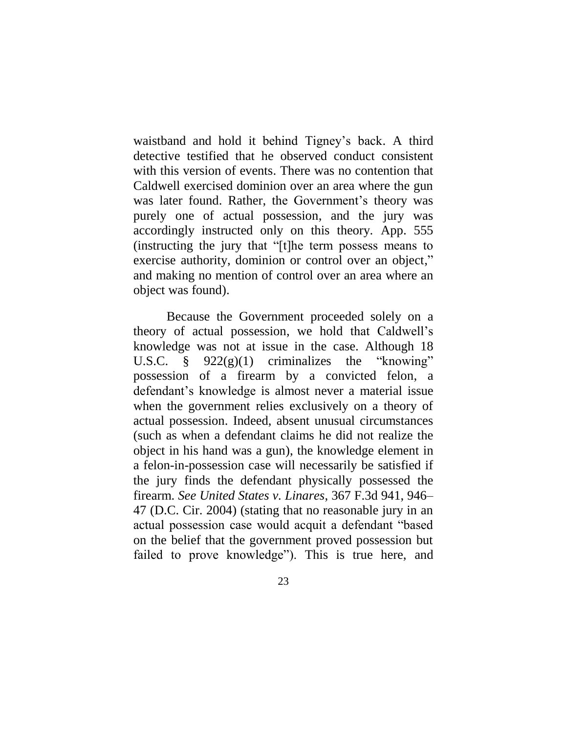waistband and hold it behind Tigney's back. A third detective testified that he observed conduct consistent with this version of events. There was no contention that Caldwell exercised dominion over an area where the gun was later found. Rather, the Government's theory was purely one of actual possession, and the jury was accordingly instructed only on this theory. App. 555 (instructing the jury that "[t]he term possess means to exercise authority, dominion or control over an object," and making no mention of control over an area where an object was found).

Because the Government proceeded solely on a theory of actual possession, we hold that Caldwell's knowledge was not at issue in the case. Although 18 U.S.C. § 922(g)(1) criminalizes the "knowing" possession of a firearm by a convicted felon, a defendant's knowledge is almost never a material issue when the government relies exclusively on a theory of actual possession. Indeed, absent unusual circumstances (such as when a defendant claims he did not realize the object in his hand was a gun), the knowledge element in a felon-in-possession case will necessarily be satisfied if the jury finds the defendant physically possessed the firearm. *See United States v. Linares*, 367 F.3d 941, 946–47 (D.C. Cir. 2004) (stating that no reasonable jury in an actual possession case would acquit a defendant "based on the belief that the government proved possession but failed to prove knowledge"). This is true here, and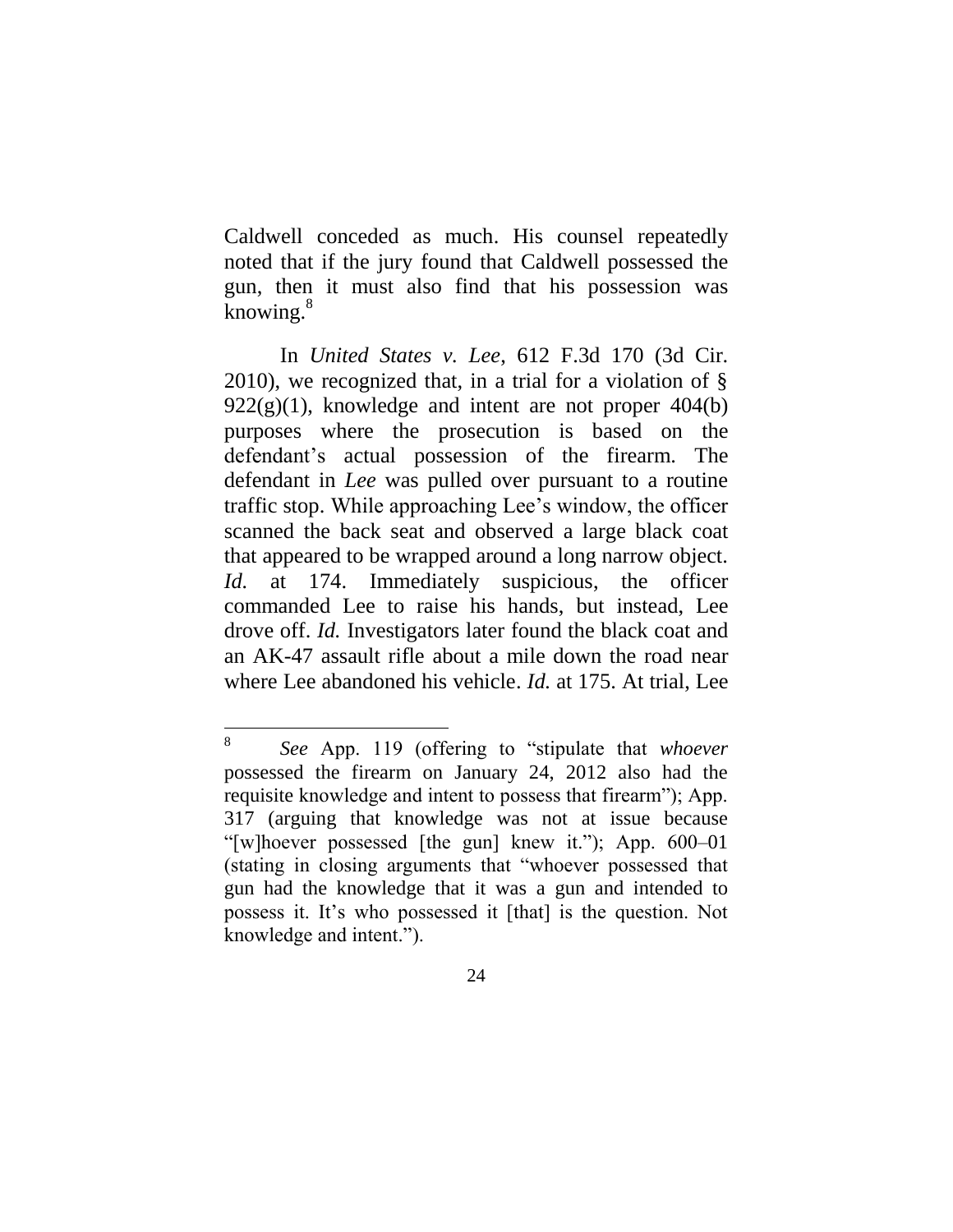Caldwell conceded as much. His counsel repeatedly noted that if the jury found that Caldwell possessed the gun, then it must also find that his possession was knowing.[8]

In *United States v. Lee*, 612 F.3d 170 (3d Cir. 2010), we recognized that, in a trial for a violation of § 922(g)(1), knowledge and intent are not proper 404(b) purposes where the prosecution is based on the defendant's actual possession of the firearm. The defendant in *Lee* was pulled over pursuant to a routine traffic stop. While approaching Lee's window, the officer scanned the back seat and observed a large black coat that appeared to be wrapped around a long narrow object. *Id.* at 174. Immediately suspicious, the officer commanded Lee to raise his hands, but instead, Lee drove off. *Id.* Investigators later found the black coat and an AK-47 assault rifle about a mile down the road near where Lee abandoned his vehicle. *Id.* at 175. At trial, Lee

---

[8] *See* App. 119 (offering to "stipulate that *whoever* possessed the firearm on January 24, 2012 also had the requisite knowledge and intent to possess that firearm"); App. 317 (arguing that knowledge was not at issue because "[w]hoever possessed [the gun] knew it."); App. 600–01 (stating in closing arguments that "whoever possessed that gun had the knowledge that it was a gun and intended to possess it. It's who possessed it [that] is the question. Not knowledge and intent.").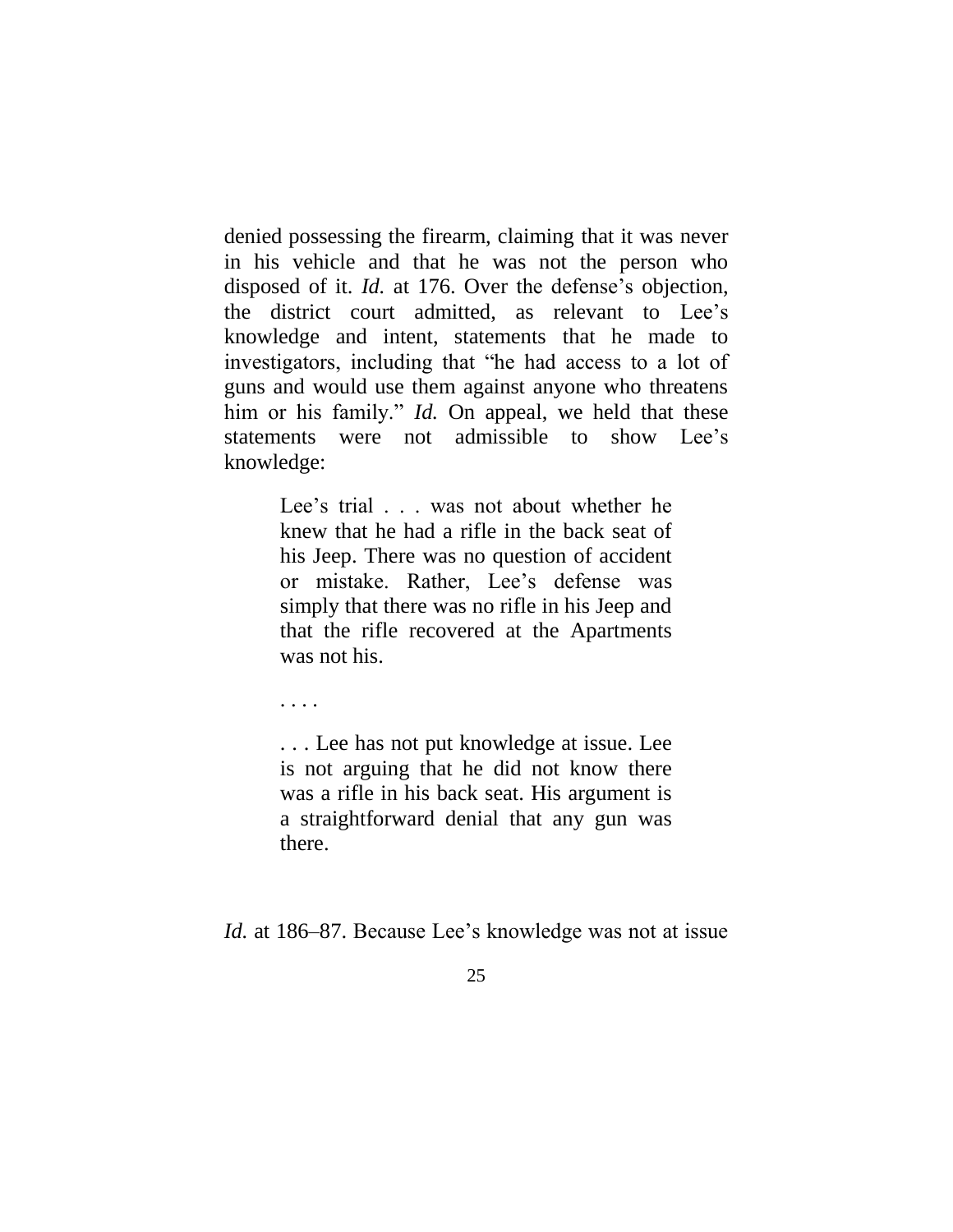denied possessing the firearm, claiming that it was never in his vehicle and that he was not the person who disposed of it. *Id.* at 176. Over the defense's objection, the district court admitted, as relevant to Lee's knowledge and intent, statements that he made to investigators, including that "he had access to a lot of guns and would use them against anyone who threatens him or his family." *Id.* On appeal, we held that these statements were not admissible to show Lee's knowledge:

> Lee's trial . . . was not about whether he knew that he had a rifle in the back seat of his Jeep. There was no question of accident or mistake. Rather, Lee's defense was simply that there was no rifle in his Jeep and that the rifle recovered at the Apartments was not his.
>
> . . . .
>
> . . . Lee has not put knowledge at issue. Lee is not arguing that he did not know there was a rifle in his back seat. His argument is a straightforward denial that any gun was there.

*Id.* at 186–87. Because Lee's knowledge was not at issue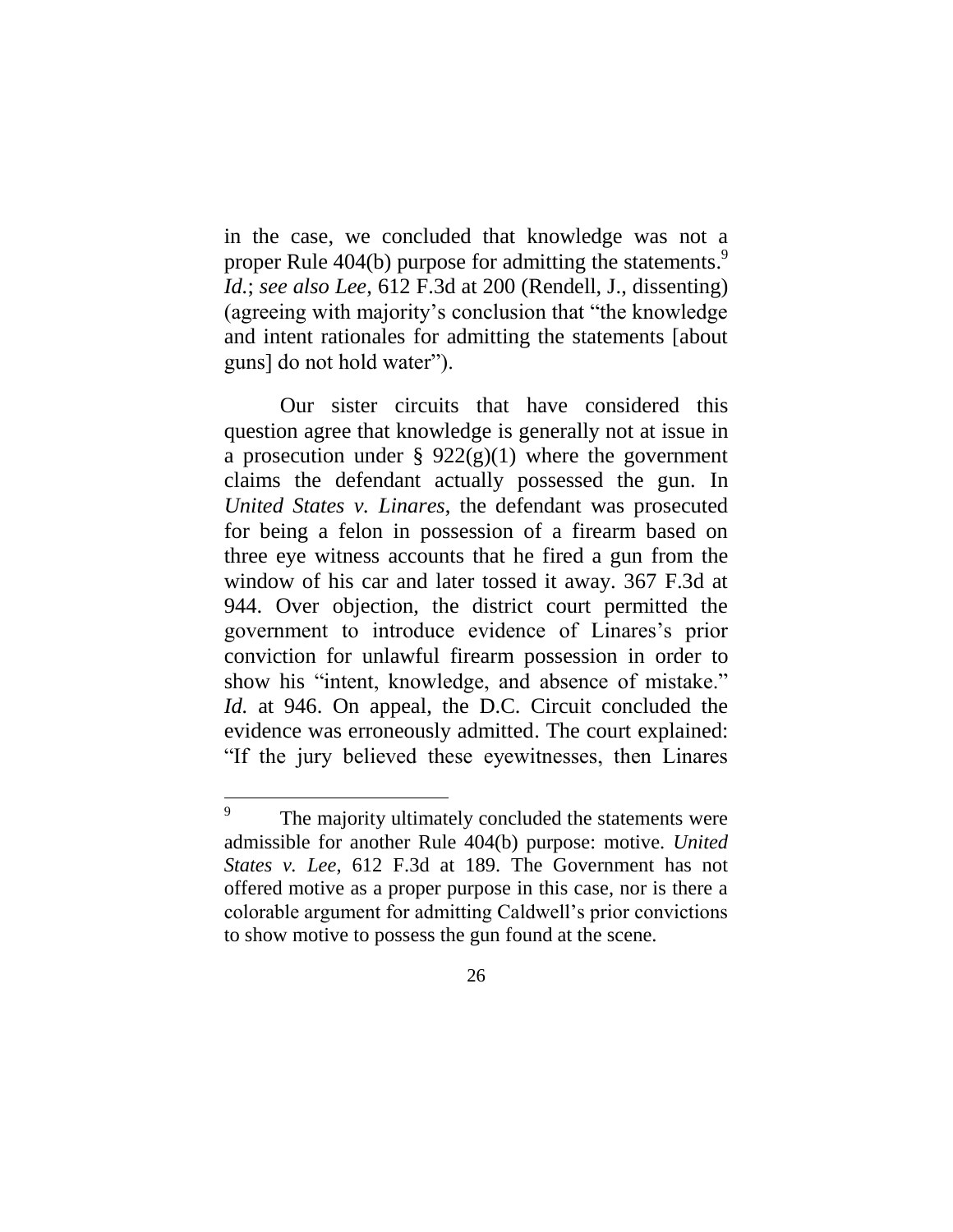in the case, we concluded that knowledge was not a proper Rule 404(b) purpose for admitting the statements.[9] *Id.*; *see also Lee*, 612 F.3d at 200 (Rendell, J., dissenting) (agreeing with majority's conclusion that "the knowledge and intent rationales for admitting the statements [about guns] do not hold water").

Our sister circuits that have considered this question agree that knowledge is generally not at issue in a prosecution under § 922(g)(1) where the government claims the defendant actually possessed the gun. In *United States v. Linares*, the defendant was prosecuted for being a felon in possession of a firearm based on three eye witness accounts that he fired a gun from the window of his car and later tossed it away. 367 F.3d at 944. Over objection, the district court permitted the government to introduce evidence of Linares's prior conviction for unlawful firearm possession in order to show his "intent, knowledge, and absence of mistake." *Id.* at 946. On appeal, the D.C. Circuit concluded the evidence was erroneously admitted. The court explained: "If the jury believed these eyewitnesses, then Linares

---

[9] The majority ultimately concluded the statements were admissible for another Rule 404(b) purpose: motive. *United States v. Lee*, 612 F.3d at 189. The Government has not offered motive as a proper purpose in this case, nor is there a colorable argument for admitting Caldwell's prior convictions to show motive to possess the gun found at the scene.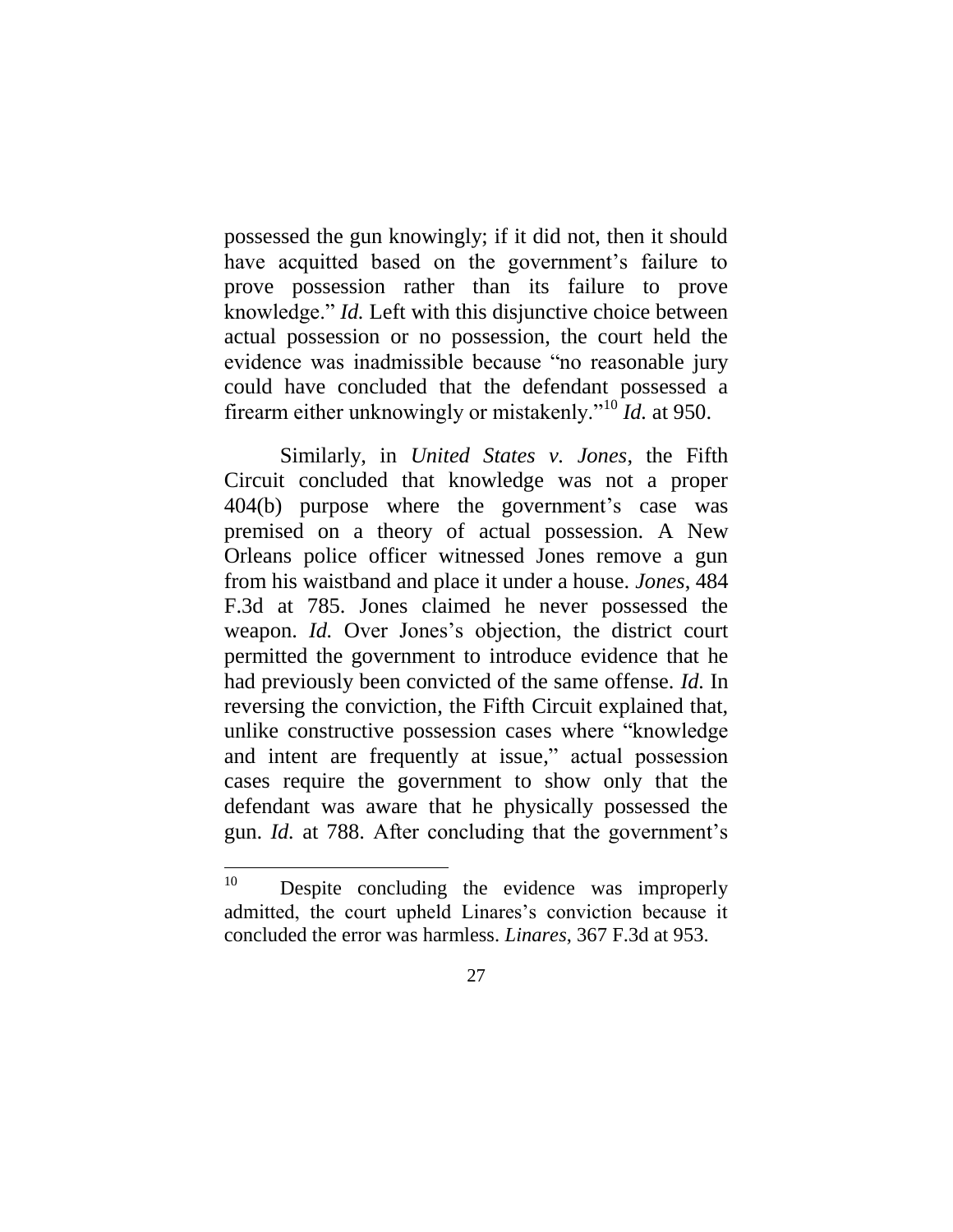possessed the gun knowingly; if it did not, then it should have acquitted based on the government's failure to prove possession rather than its failure to prove knowledge." *Id.* Left with this disjunctive choice between actual possession or no possession, the court held the evidence was inadmissible because "no reasonable jury could have concluded that the defendant possessed a firearm either unknowingly or mistakenly."[10] *Id.* at 950.

Similarly, in *United States v. Jones*, the Fifth Circuit concluded that knowledge was not a proper 404(b) purpose where the government's case was premised on a theory of actual possession. A New Orleans police officer witnessed Jones remove a gun from his waistband and place it under a house. *Jones*, 484 F.3d at 785. Jones claimed he never possessed the weapon. *Id.* Over Jones's objection, the district court permitted the government to introduce evidence that he had previously been convicted of the same offense. *Id.* In reversing the conviction, the Fifth Circuit explained that, unlike constructive possession cases where "knowledge and intent are frequently at issue," actual possession cases require the government to show only that the defendant was aware that he physically possessed the gun. *Id.* at 788. After concluding that the government's

---

[10] Despite concluding the evidence was improperly admitted, the court upheld Linares's conviction because it concluded the error was harmless. *Linares*, 367 F.3d at 953.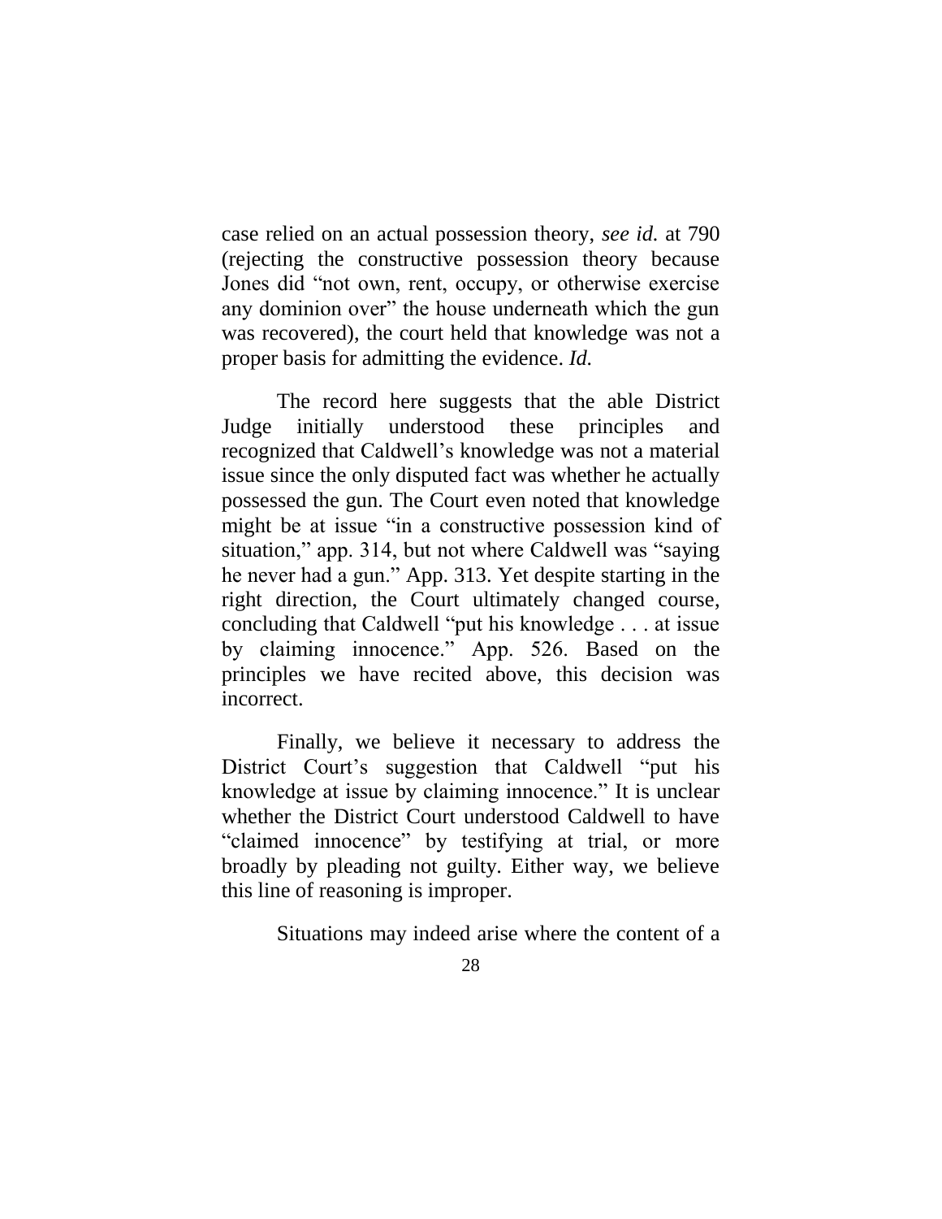case relied on an actual possession theory, *see id.* at 790 (rejecting the constructive possession theory because Jones did "not own, rent, occupy, or otherwise exercise any dominion over" the house underneath which the gun was recovered), the court held that knowledge was not a proper basis for admitting the evidence. *Id.*

The record here suggests that the able District Judge initially understood these principles and recognized that Caldwell's knowledge was not a material issue since the only disputed fact was whether he actually possessed the gun. The Court even noted that knowledge might be at issue "in a constructive possession kind of situation," app. 314, but not where Caldwell was "saying he never had a gun." App. 313. Yet despite starting in the right direction, the Court ultimately changed course, concluding that Caldwell "put his knowledge . . . at issue by claiming innocence." App. 526. Based on the principles we have recited above, this decision was incorrect.

Finally, we believe it necessary to address the District Court's suggestion that Caldwell "put his knowledge at issue by claiming innocence." It is unclear whether the District Court understood Caldwell to have "claimed innocence" by testifying at trial, or more broadly by pleading not guilty. Either way, we believe this line of reasoning is improper.

Situations may indeed arise where the content of a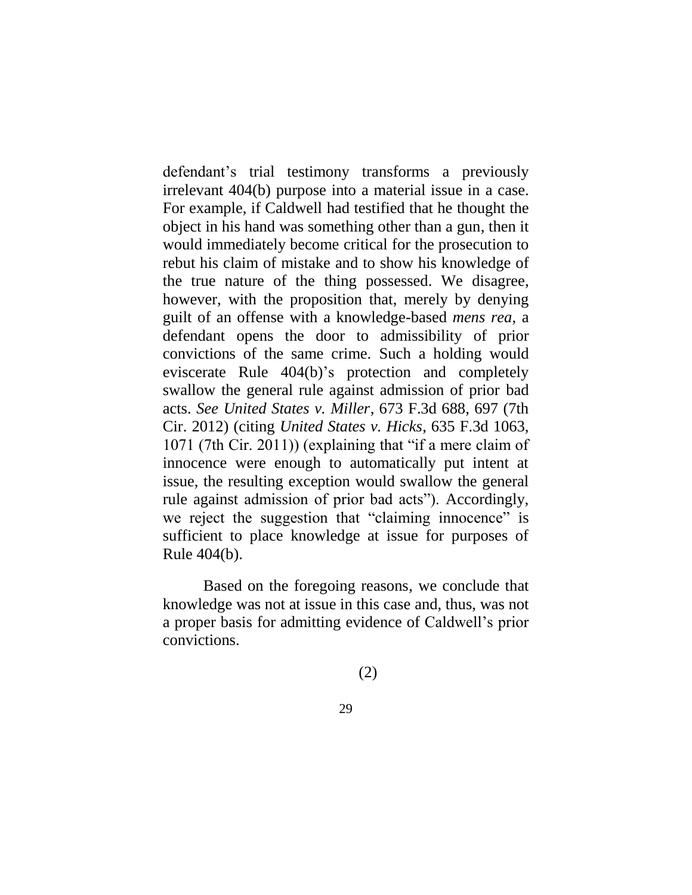defendant's trial testimony transforms a previously irrelevant 404(b) purpose into a material issue in a case. For example, if Caldwell had testified that he thought the object in his hand was something other than a gun, then it would immediately become critical for the prosecution to rebut his claim of mistake and to show his knowledge of the true nature of the thing possessed. We disagree, however, with the proposition that, merely by denying guilt of an offense with a knowledge-based *mens rea*, a defendant opens the door to admissibility of prior convictions of the same crime. Such a holding would eviscerate Rule 404(b)'s protection and completely swallow the general rule against admission of prior bad acts. *See United States v. Miller*, 673 F.3d 688, 697 (7th Cir. 2012) (citing *United States v. Hicks*, 635 F.3d 1063, 1071 (7th Cir. 2011)) (explaining that "if a mere claim of innocence were enough to automatically put intent at issue, the resulting exception would swallow the general rule against admission of prior bad acts"). Accordingly, we reject the suggestion that "claiming innocence" is sufficient to place knowledge at issue for purposes of Rule 404(b).

Based on the foregoing reasons, we conclude that knowledge was not at issue in this case and, thus, was not a proper basis for admitting evidence of Caldwell's prior convictions.

(2)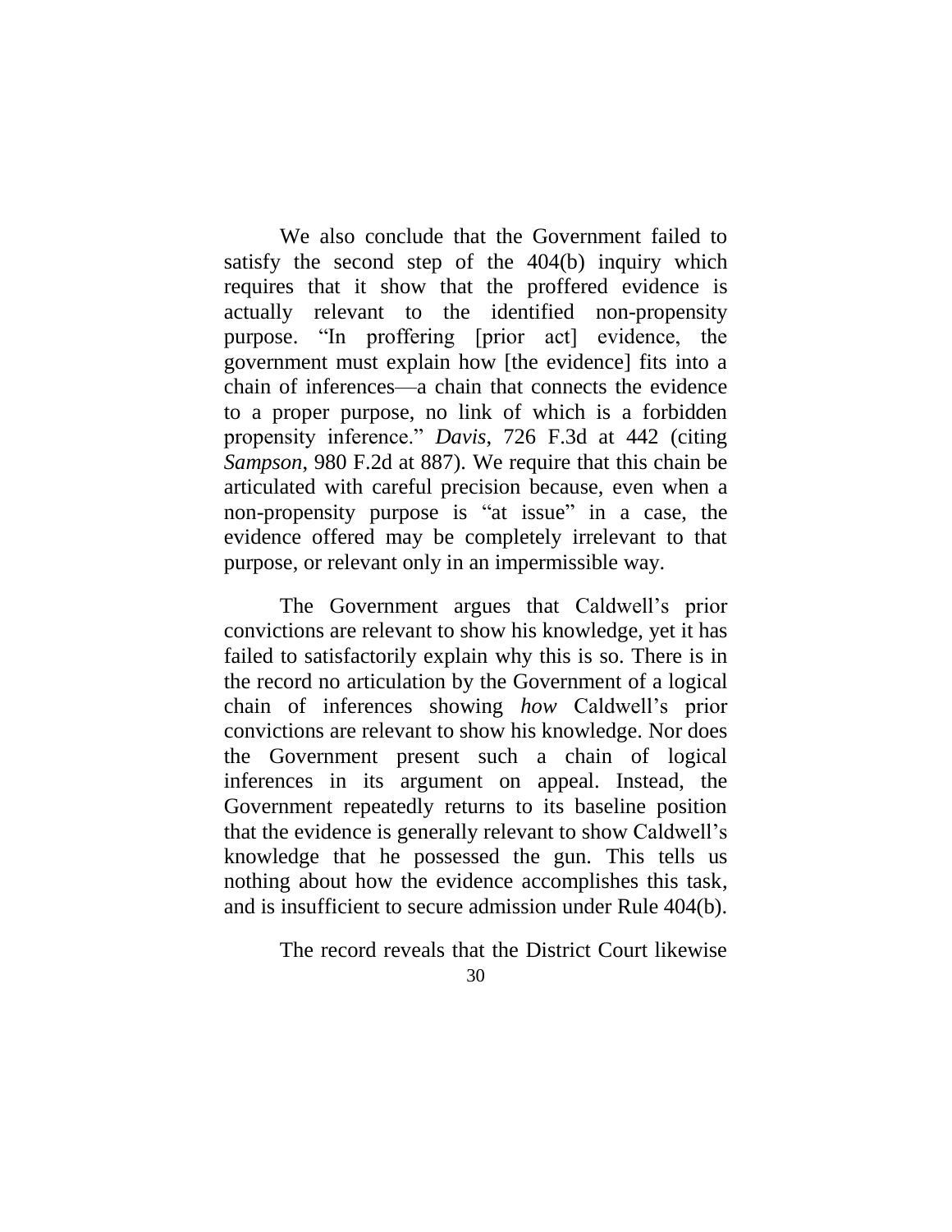We also conclude that the Government failed to satisfy the second step of the 404(b) inquiry which requires that it show that the proffered evidence is actually relevant to the identified non-propensity purpose. "In proffering [prior act] evidence, the government must explain how [the evidence] fits into a chain of inferences—a chain that connects the evidence to a proper purpose, no link of which is a forbidden propensity inference." *Davis*, 726 F.3d at 442 (citing *Sampson*, 980 F.2d at 887). We require that this chain be articulated with careful precision because, even when a non-propensity purpose is "at issue" in a case, the evidence offered may be completely irrelevant to that purpose, or relevant only in an impermissible way.

The Government argues that Caldwell's prior convictions are relevant to show his knowledge, yet it has failed to satisfactorily explain why this is so. There is in the record no articulation by the Government of a logical chain of inferences showing *how* Caldwell's prior convictions are relevant to show his knowledge. Nor does the Government present such a chain of logical inferences in its argument on appeal. Instead, the Government repeatedly returns to its baseline position that the evidence is generally relevant to show Caldwell's knowledge that he possessed the gun. This tells us nothing about how the evidence accomplishes this task, and is insufficient to secure admission under Rule 404(b).

The record reveals that the District Court likewise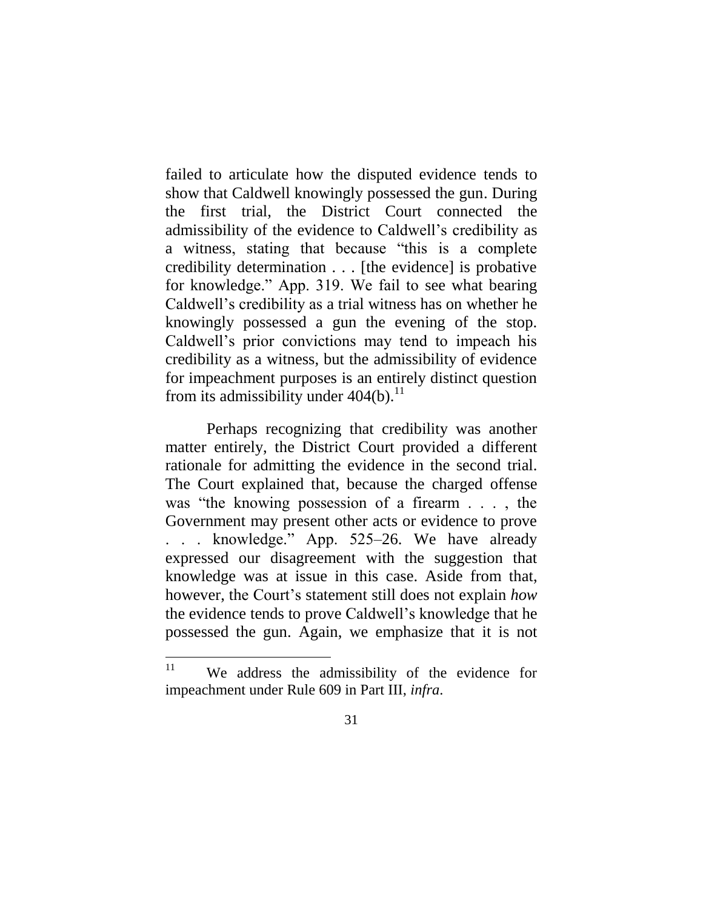failed to articulate how the disputed evidence tends to show that Caldwell knowingly possessed the gun. During the first trial, the District Court connected the admissibility of the evidence to Caldwell's credibility as a witness, stating that because "this is a complete credibility determination . . . [the evidence] is probative for knowledge." App. 319. We fail to see what bearing Caldwell's credibility as a trial witness has on whether he knowingly possessed a gun the evening of the stop. Caldwell's prior convictions may tend to impeach his credibility as a witness, but the admissibility of evidence for impeachment purposes is an entirely distinct question from its admissibility under 404(b).[11]

Perhaps recognizing that credibility was another matter entirely, the District Court provided a different rationale for admitting the evidence in the second trial. The Court explained that, because the charged offense was "the knowing possession of a firearm . . . , the Government may present other acts or evidence to prove . . . knowledge." App. 525–26. We have already expressed our disagreement with the suggestion that knowledge was at issue in this case. Aside from that, however, the Court's statement still does not explain *how* the evidence tends to prove Caldwell's knowledge that he possessed the gun. Again, we emphasize that it is not

[11] We address the admissibility of the evidence for impeachment under Rule 609 in Part III, *infra*.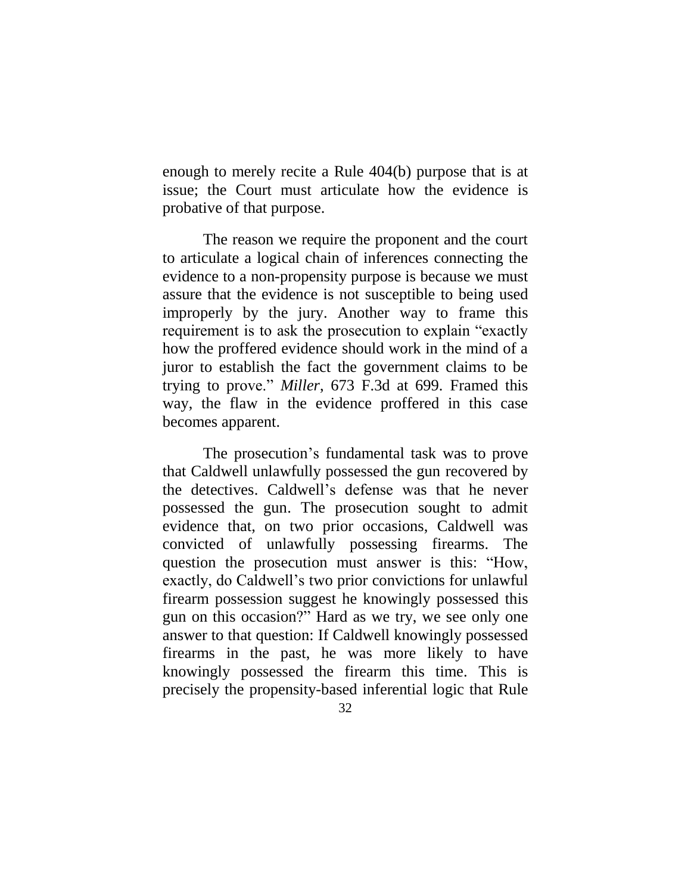enough to merely recite a Rule 404(b) purpose that is at issue; the Court must articulate how the evidence is probative of that purpose.

The reason we require the proponent and the court to articulate a logical chain of inferences connecting the evidence to a non-propensity purpose is because we must assure that the evidence is not susceptible to being used improperly by the jury. Another way to frame this requirement is to ask the prosecution to explain "exactly how the proffered evidence should work in the mind of a juror to establish the fact the government claims to be trying to prove." *Miller*, 673 F.3d at 699. Framed this way, the flaw in the evidence proffered in this case becomes apparent.

The prosecution's fundamental task was to prove that Caldwell unlawfully possessed the gun recovered by the detectives. Caldwell's defense was that he never possessed the gun. The prosecution sought to admit evidence that, on two prior occasions, Caldwell was convicted of unlawfully possessing firearms. The question the prosecution must answer is this: "How, exactly, do Caldwell's two prior convictions for unlawful firearm possession suggest he knowingly possessed this gun on this occasion?" Hard as we try, we see only one answer to that question: If Caldwell knowingly possessed firearms in the past, he was more likely to have knowingly possessed the firearm this time. This is precisely the propensity-based inferential logic that Rule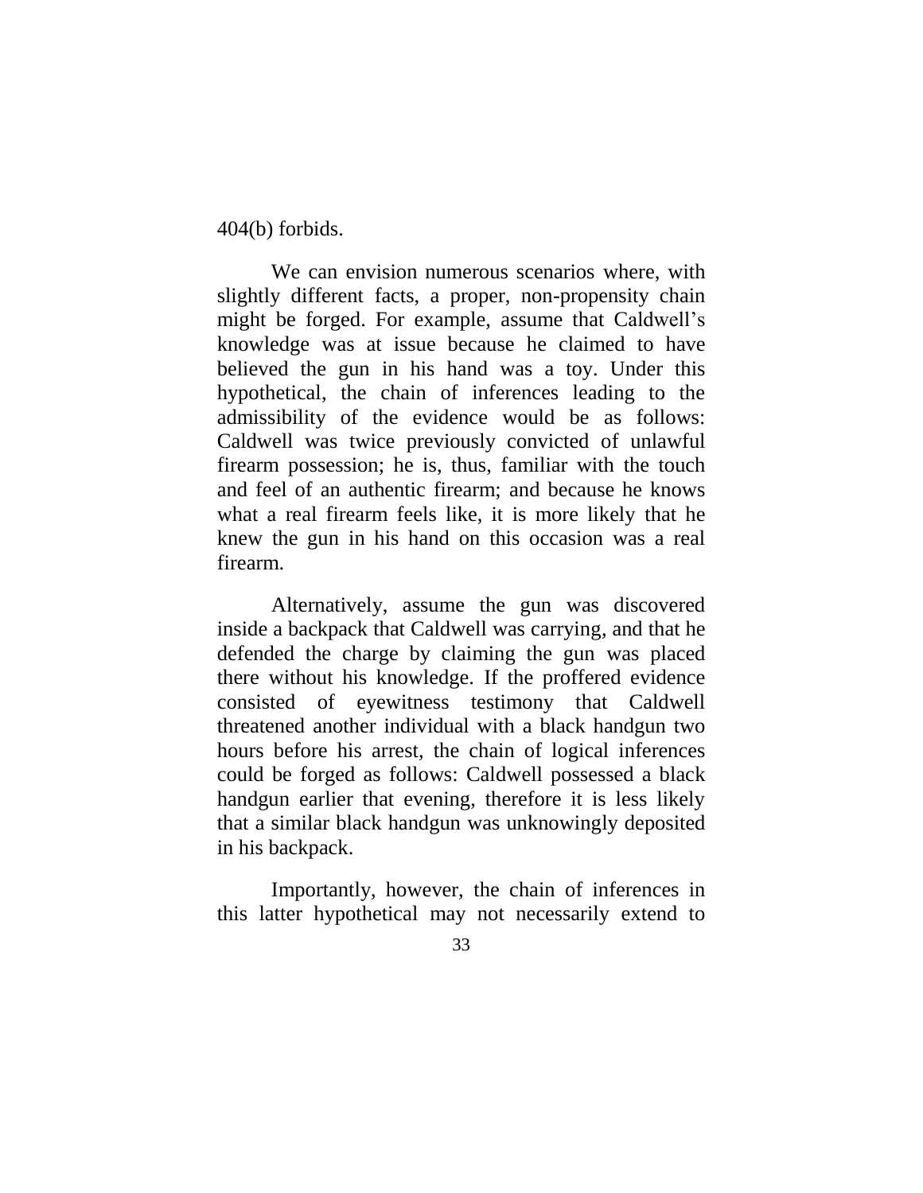404(b) forbids.

We can envision numerous scenarios where, with slightly different facts, a proper, non-propensity chain might be forged. For example, assume that Caldwell's knowledge was at issue because he claimed to have believed the gun in his hand was a toy. Under this hypothetical, the chain of inferences leading to the admissibility of the evidence would be as follows: Caldwell was twice previously convicted of unlawful firearm possession; he is, thus, familiar with the touch and feel of an authentic firearm; and because he knows what a real firearm feels like, it is more likely that he knew the gun in his hand on this occasion was a real firearm.

Alternatively, assume the gun was discovered inside a backpack that Caldwell was carrying, and that he defended the charge by claiming the gun was placed there without his knowledge. If the proffered evidence consisted of eyewitness testimony that Caldwell threatened another individual with a black handgun two hours before his arrest, the chain of logical inferences could be forged as follows: Caldwell possessed a black handgun earlier that evening, therefore it is less likely that a similar black handgun was unknowingly deposited in his backpack.

Importantly, however, the chain of inferences in this latter hypothetical may not necessarily extend to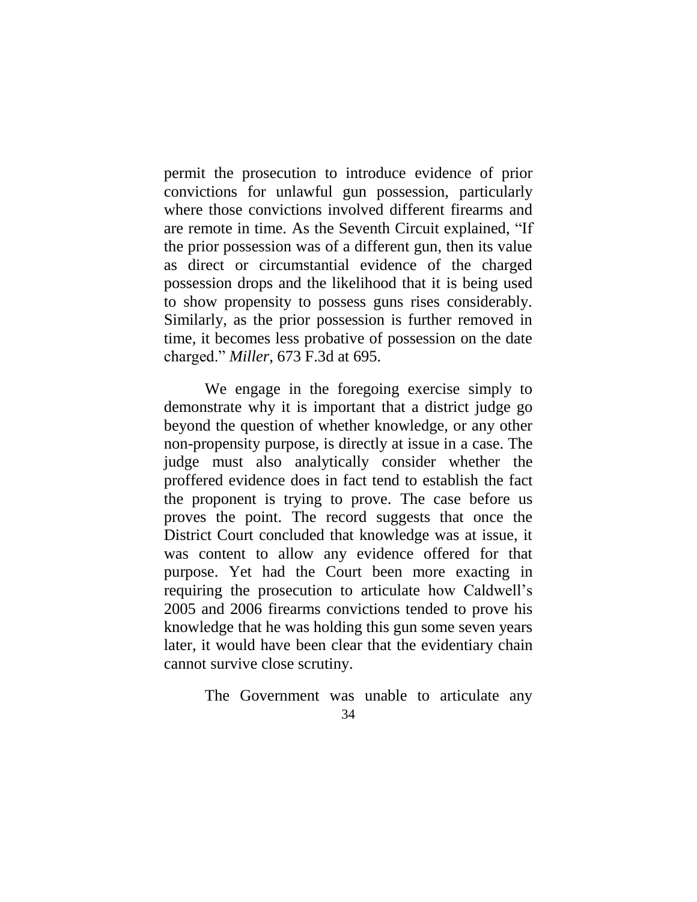permit the prosecution to introduce evidence of prior convictions for unlawful gun possession, particularly where those convictions involved different firearms and are remote in time. As the Seventh Circuit explained, "If the prior possession was of a different gun, then its value as direct or circumstantial evidence of the charged possession drops and the likelihood that it is being used to show propensity to possess guns rises considerably. Similarly, as the prior possession is further removed in time, it becomes less probative of possession on the date charged." *Miller*, 673 F.3d at 695.

We engage in the foregoing exercise simply to demonstrate why it is important that a district judge go beyond the question of whether knowledge, or any other non-propensity purpose, is directly at issue in a case. The judge must also analytically consider whether the proffered evidence does in fact tend to establish the fact the proponent is trying to prove. The case before us proves the point. The record suggests that once the District Court concluded that knowledge was at issue, it was content to allow any evidence offered for that purpose. Yet had the Court been more exacting in requiring the prosecution to articulate how Caldwell's 2005 and 2006 firearms convictions tended to prove his knowledge that he was holding this gun some seven years later, it would have been clear that the evidentiary chain cannot survive close scrutiny.

The Government was unable to articulate any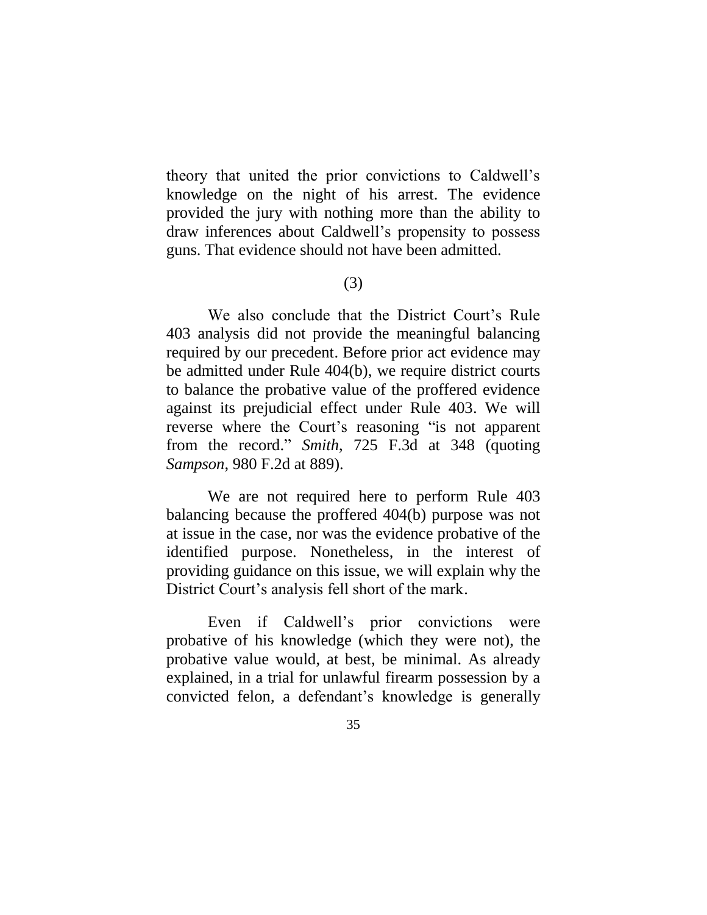theory that united the prior convictions to Caldwell's knowledge on the night of his arrest. The evidence provided the jury with nothing more than the ability to draw inferences about Caldwell's propensity to possess guns. That evidence should not have been admitted.

(3)

We also conclude that the District Court's Rule 403 analysis did not provide the meaningful balancing required by our precedent. Before prior act evidence may be admitted under Rule 404(b), we require district courts to balance the probative value of the proffered evidence against its prejudicial effect under Rule 403. We will reverse where the Court's reasoning "is not apparent from the record." *Smith*, 725 F.3d at 348 (quoting *Sampson*, 980 F.2d at 889).

We are not required here to perform Rule 403 balancing because the proffered 404(b) purpose was not at issue in the case, nor was the evidence probative of the identified purpose. Nonetheless, in the interest of providing guidance on this issue, we will explain why the District Court's analysis fell short of the mark.

Even if Caldwell's prior convictions were probative of his knowledge (which they were not), the probative value would, at best, be minimal. As already explained, in a trial for unlawful firearm possession by a convicted felon, a defendant's knowledge is generally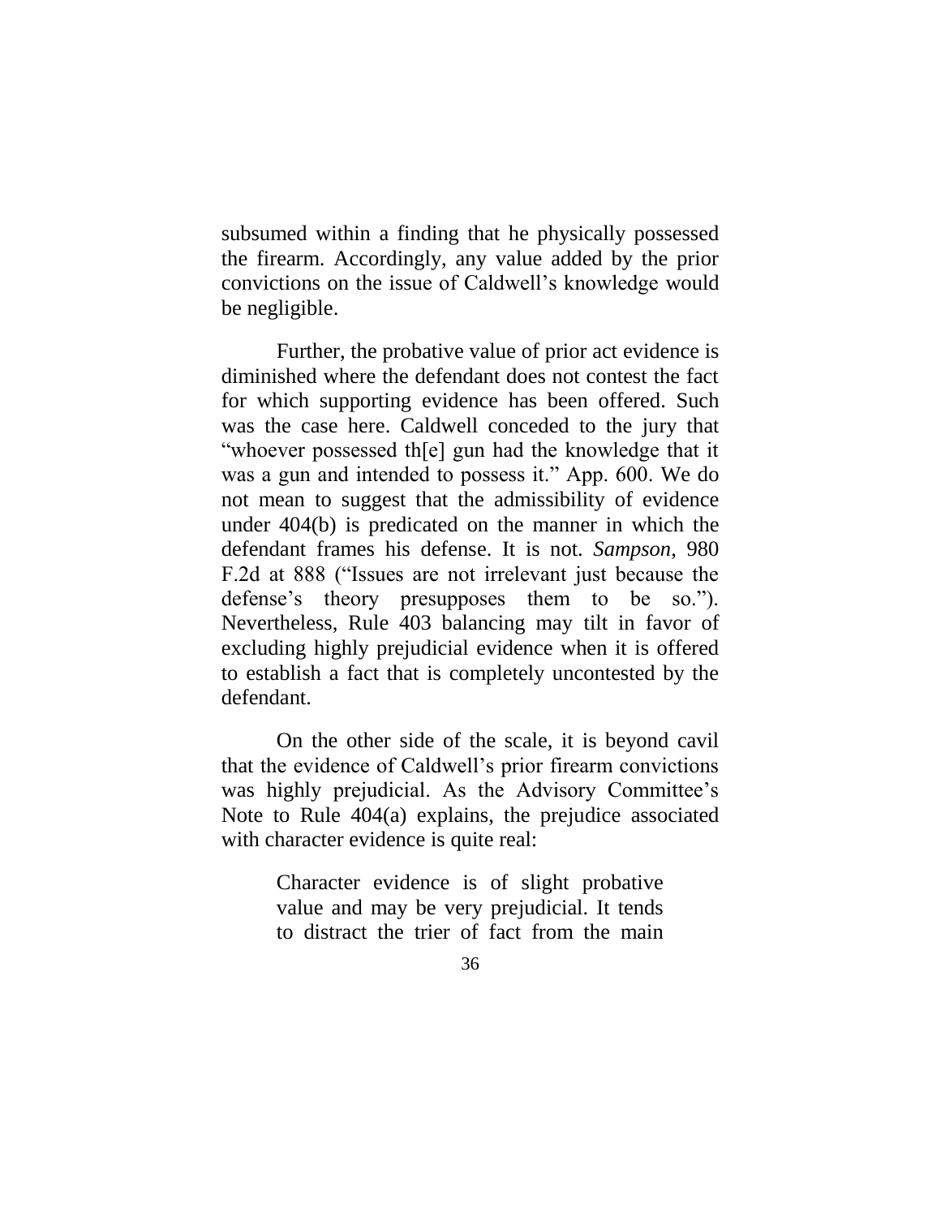subsumed within a finding that he physically possessed the firearm. Accordingly, any value added by the prior convictions on the issue of Caldwell's knowledge would be negligible.

Further, the probative value of prior act evidence is diminished where the defendant does not contest the fact for which supporting evidence has been offered. Such was the case here. Caldwell conceded to the jury that "whoever possessed th[e] gun had the knowledge that it was a gun and intended to possess it." App. 600. We do not mean to suggest that the admissibility of evidence under 404(b) is predicated on the manner in which the defendant frames his defense. It is not. *Sampson*, 980 F.2d at 888 ("Issues are not irrelevant just because the defense's theory presupposes them to be so."). Nevertheless, Rule 403 balancing may tilt in favor of excluding highly prejudicial evidence when it is offered to establish a fact that is completely uncontested by the defendant.

On the other side of the scale, it is beyond cavil that the evidence of Caldwell's prior firearm convictions was highly prejudicial. As the Advisory Committee's Note to Rule 404(a) explains, the prejudice associated with character evidence is quite real:

> Character evidence is of slight probative value and may be very prejudicial. It tends to distract the trier of fact from the main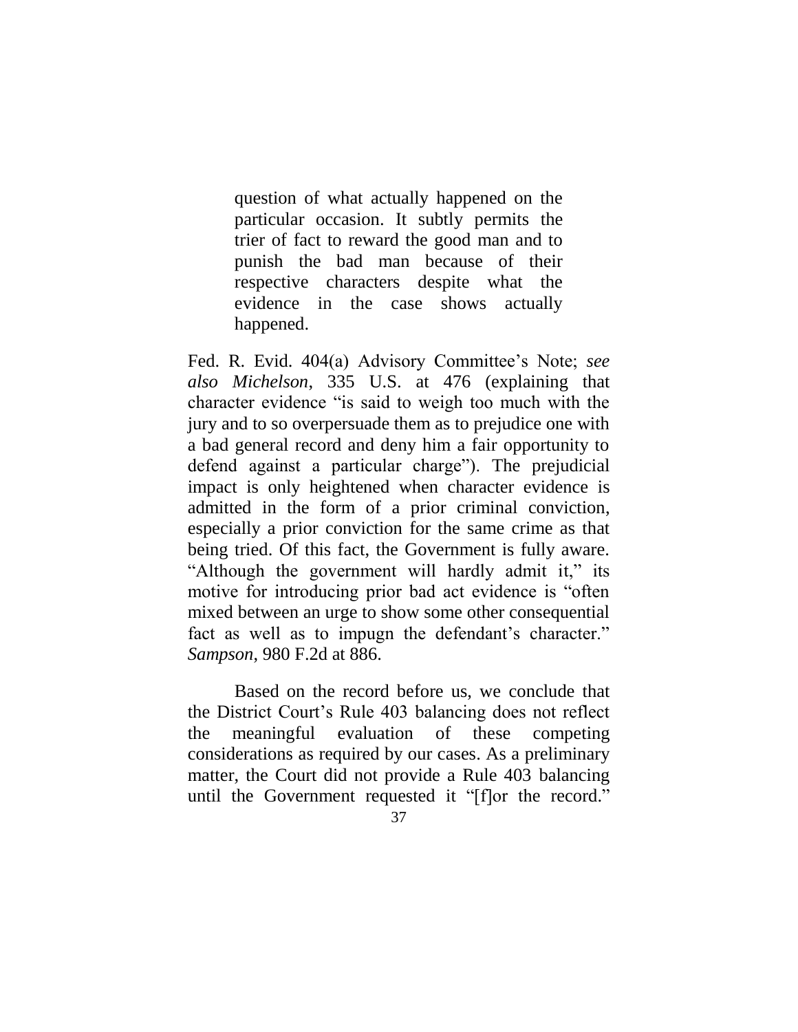> question of what actually happened on the particular occasion. It subtly permits the trier of fact to reward the good man and to punish the bad man because of their respective characters despite what the evidence in the case shows actually happened.

Fed. R. Evid. 404(a) Advisory Committee's Note; *see also Michelson*, 335 U.S. at 476 (explaining that character evidence "is said to weigh too much with the jury and to so overpersuade them as to prejudice one with a bad general record and deny him a fair opportunity to defend against a particular charge"). The prejudicial impact is only heightened when character evidence is admitted in the form of a prior criminal conviction, especially a prior conviction for the same crime as that being tried. Of this fact, the Government is fully aware. "Although the government will hardly admit it," its motive for introducing prior bad act evidence is "often mixed between an urge to show some other consequential fact as well as to impugn the defendant's character." *Sampson*, 980 F.2d at 886.

Based on the record before us, we conclude that the District Court's Rule 403 balancing does not reflect the meaningful evaluation of these competing considerations as required by our cases. As a preliminary matter, the Court did not provide a Rule 403 balancing until the Government requested it "[f]or the record."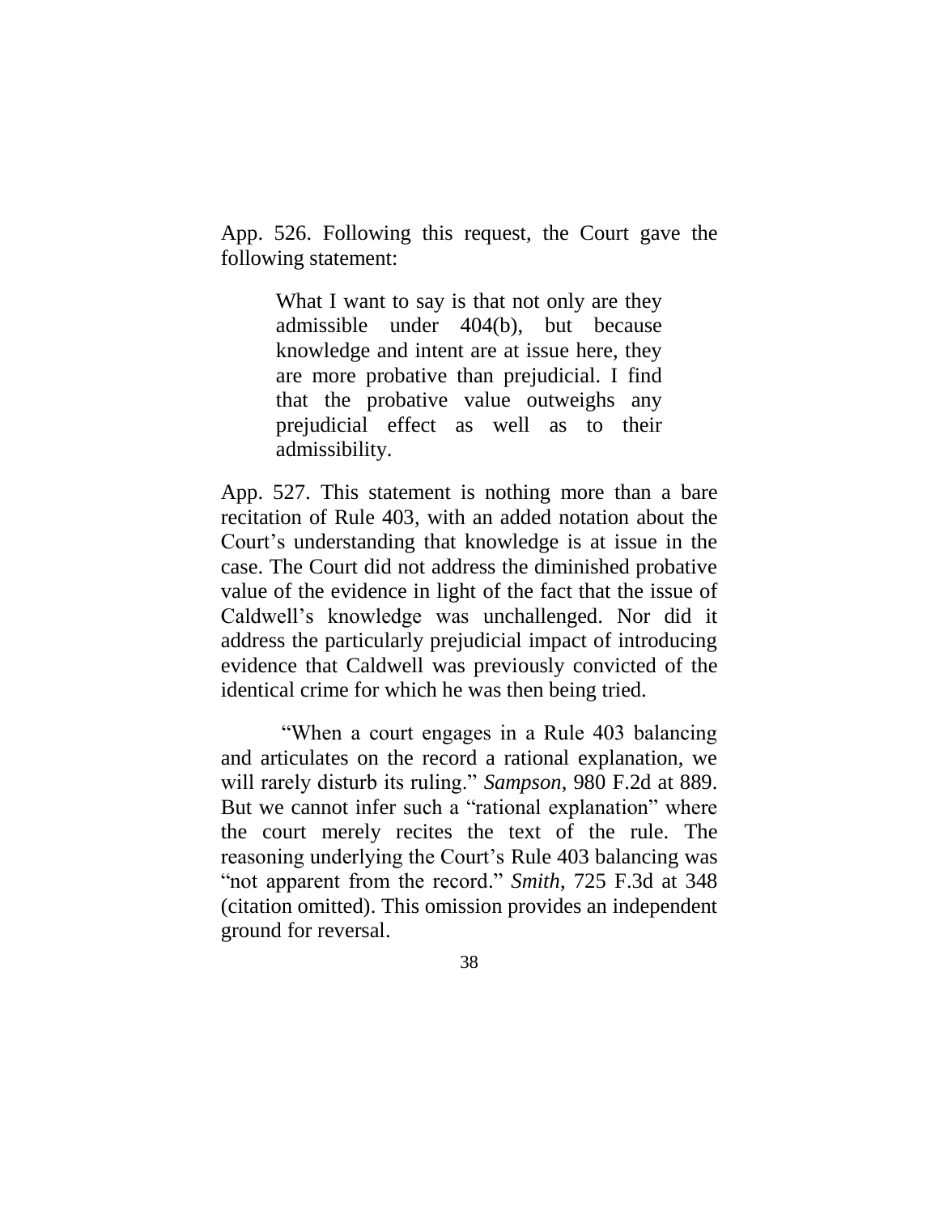App. 526. Following this request, the Court gave the following statement:

> What I want to say is that not only are they admissible under 404(b), but because knowledge and intent are at issue here, they are more probative than prejudicial. I find that the probative value outweighs any prejudicial effect as well as to their admissibility.

App. 527. This statement is nothing more than a bare recitation of Rule 403, with an added notation about the Court's understanding that knowledge is at issue in the case. The Court did not address the diminished probative value of the evidence in light of the fact that the issue of Caldwell's knowledge was unchallenged. Nor did it address the particularly prejudicial impact of introducing evidence that Caldwell was previously convicted of the identical crime for which he was then being tried.

"When a court engages in a Rule 403 balancing and articulates on the record a rational explanation, we will rarely disturb its ruling." *Sampson*, 980 F.2d at 889. But we cannot infer such a "rational explanation" where the court merely recites the text of the rule. The reasoning underlying the Court's Rule 403 balancing was "not apparent from the record." *Smith*, 725 F.3d at 348 (citation omitted). This omission provides an independent ground for reversal.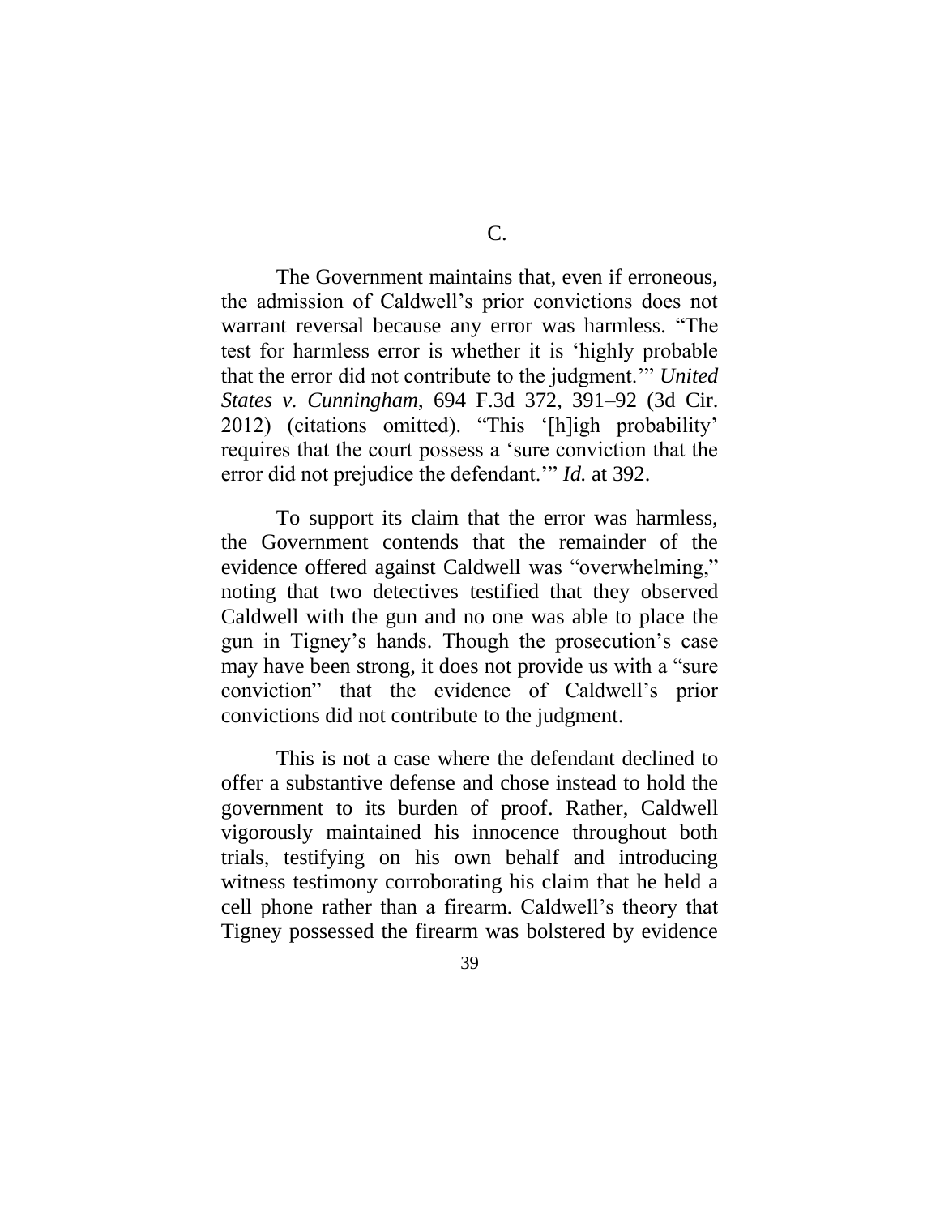### C.

The Government maintains that, even if erroneous, the admission of Caldwell's prior convictions does not warrant reversal because any error was harmless. "The test for harmless error is whether it is 'highly probable that the error did not contribute to the judgment.'" *United States v. Cunningham*, 694 F.3d 372, 391–92 (3d Cir. 2012) (citations omitted). "This '[h]igh probability' requires that the court possess a 'sure conviction that the error did not prejudice the defendant.'" *Id.* at 392.

To support its claim that the error was harmless, the Government contends that the remainder of the evidence offered against Caldwell was "overwhelming," noting that two detectives testified that they observed Caldwell with the gun and no one was able to place the gun in Tigney's hands. Though the prosecution's case may have been strong, it does not provide us with a "sure conviction" that the evidence of Caldwell's prior convictions did not contribute to the judgment.

This is not a case where the defendant declined to offer a substantive defense and chose instead to hold the government to its burden of proof. Rather, Caldwell vigorously maintained his innocence throughout both trials, testifying on his own behalf and introducing witness testimony corroborating his claim that he held a cell phone rather than a firearm. Caldwell's theory that Tigney possessed the firearm was bolstered by evidence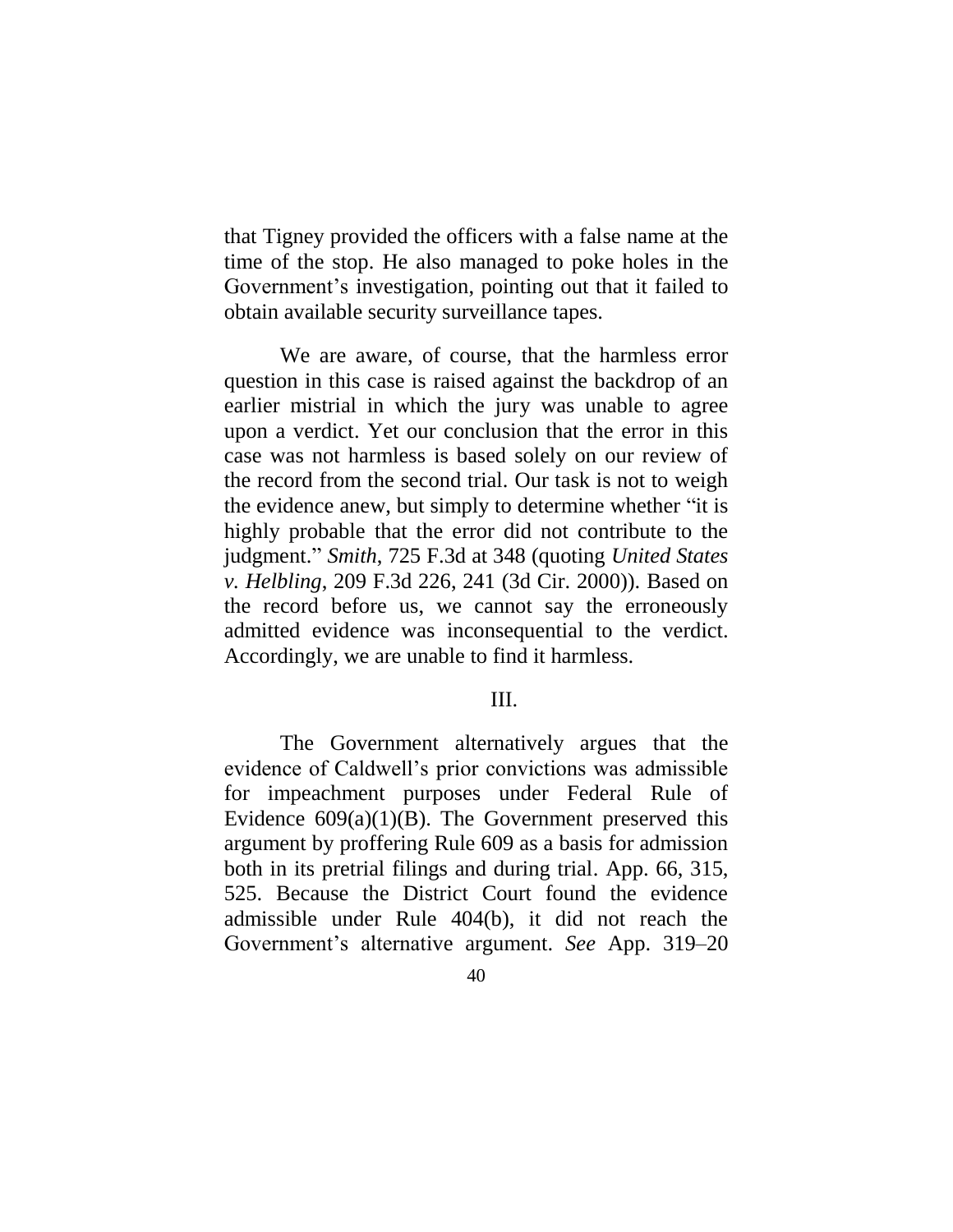that Tigney provided the officers with a false name at the time of the stop. He also managed to poke holes in the Government's investigation, pointing out that it failed to obtain available security surveillance tapes.

We are aware, of course, that the harmless error question in this case is raised against the backdrop of an earlier mistrial in which the jury was unable to agree upon a verdict. Yet our conclusion that the error in this case was not harmless is based solely on our review of the record from the second trial. Our task is not to weigh the evidence anew, but simply to determine whether "it is highly probable that the error did not contribute to the judgment." *Smith*, 725 F.3d at 348 (quoting *United States v. Helbling*, 209 F.3d 226, 241 (3d Cir. 2000)). Based on the record before us, we cannot say the erroneously admitted evidence was inconsequential to the verdict. Accordingly, we are unable to find it harmless.

## III.

The Government alternatively argues that the evidence of Caldwell's prior convictions was admissible for impeachment purposes under Federal Rule of Evidence 609(a)(1)(B). The Government preserved this argument by proffering Rule 609 as a basis for admission both in its pretrial filings and during trial. App. 66, 315, 525. Because the District Court found the evidence admissible under Rule 404(b), it did not reach the Government's alternative argument. *See* App. 319–20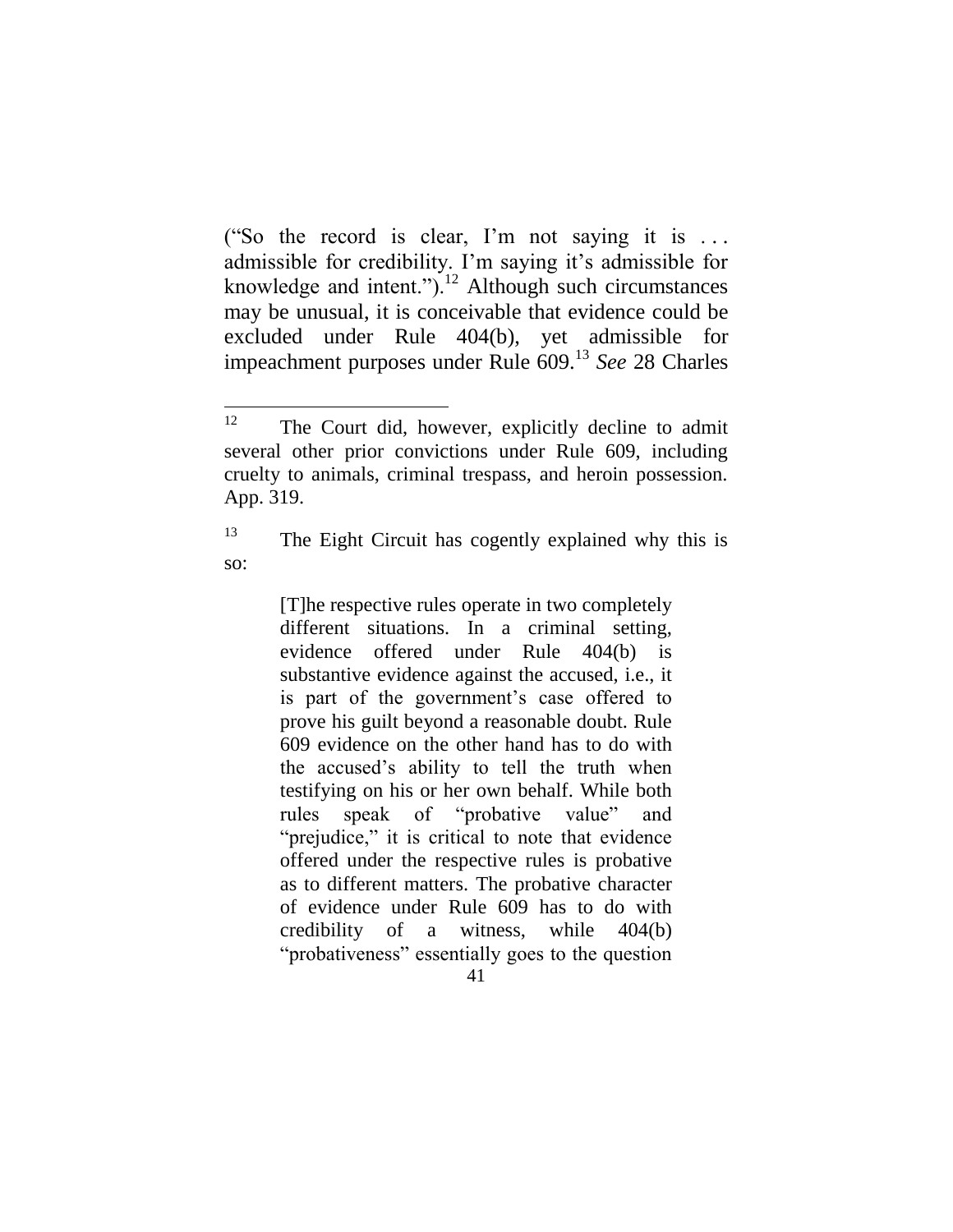("So the record is clear, I'm not saying it is . . . admissible for credibility. I'm saying it's admissible for knowledge and intent.").[12] Although such circumstances may be unusual, it is conceivable that evidence could be excluded under Rule 404(b), yet admissible for impeachment purposes under Rule 609.[13] *See* 28 Charles

---

[12] The Court did, however, explicitly decline to admit several other prior convictions under Rule 609, including cruelty to animals, criminal trespass, and heroin possession. App. 319.

[13] The Eight Circuit has cogently explained why this is so:

> [T]he respective rules operate in two completely different situations. In a criminal setting, evidence offered under Rule 404(b) is substantive evidence against the accused, i.e., it is part of the government's case offered to prove his guilt beyond a reasonable doubt. Rule 609 evidence on the other hand has to do with the accused's ability to tell the truth when testifying on his or her own behalf. While both rules speak of "probative value" and "prejudice," it is critical to note that evidence offered under the respective rules is probative as to different matters. The probative character of evidence under Rule 609 has to do with credibility of a witness, while 404(b) "probativeness" essentially goes to the question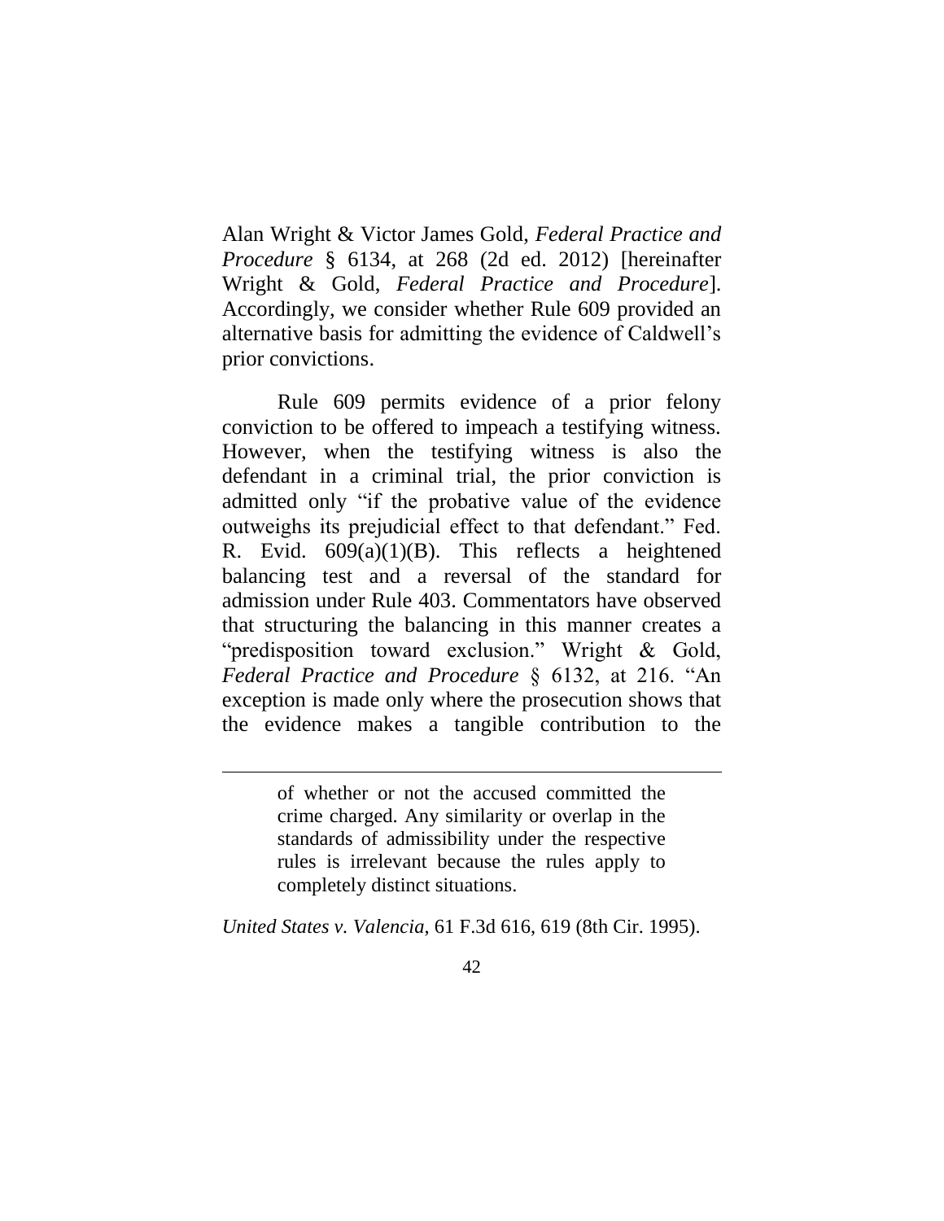Alan Wright & Victor James Gold, *Federal Practice and Procedure* § 6134, at 268 (2d ed. 2012) [hereinafter Wright & Gold, *Federal Practice and Procedure*]. Accordingly, we consider whether Rule 609 provided an alternative basis for admitting the evidence of Caldwell's prior convictions.

Rule 609 permits evidence of a prior felony conviction to be offered to impeach a testifying witness. However, when the testifying witness is also the defendant in a criminal trial, the prior conviction is admitted only "if the probative value of the evidence outweighs its prejudicial effect to that defendant." Fed. R. Evid. 609(a)(1)(B). This reflects a heightened balancing test and a reversal of the standard for admission under Rule 403. Commentators have observed that structuring the balancing in this manner creates a "predisposition toward exclusion." Wright & Gold, *Federal Practice and Procedure* § 6132, at 216. "An exception is made only where the prosecution shows that the evidence makes a tangible contribution to the

---

> of whether or not the accused committed the crime charged. Any similarity or overlap in the standards of admissibility under the respective rules is irrelevant because the rules apply to completely distinct situations.

*United States v. Valencia*, 61 F.3d 616, 619 (8th Cir. 1995).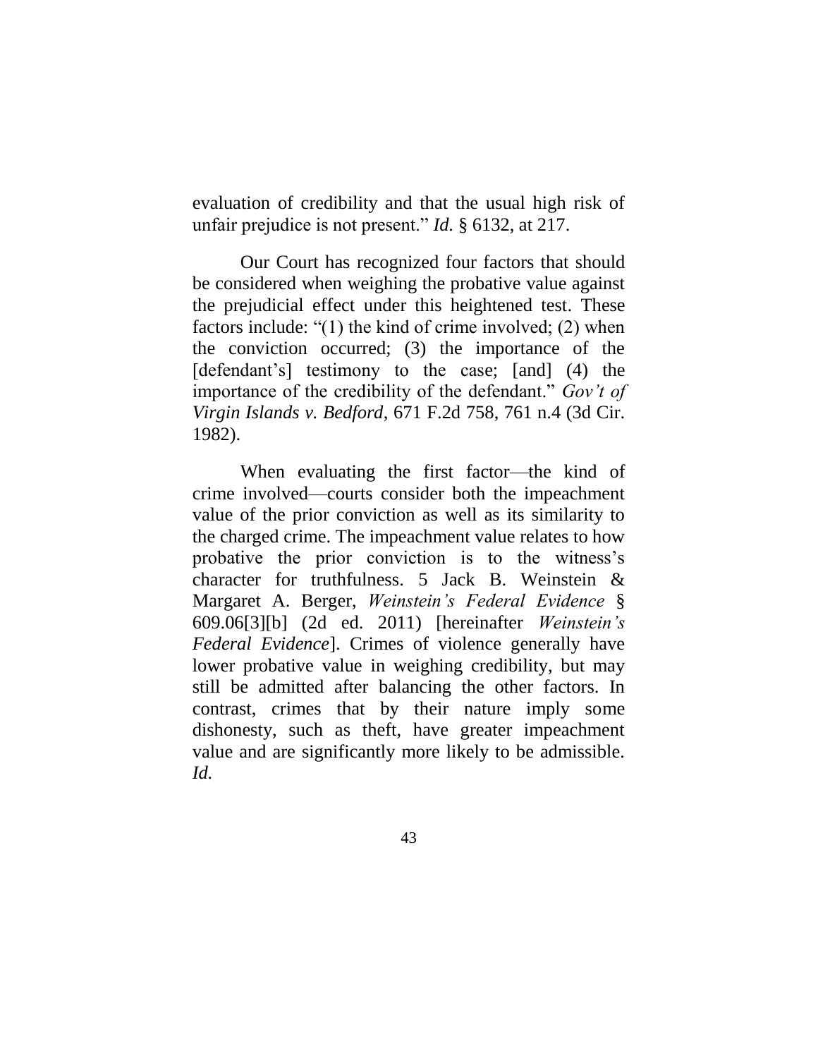evaluation of credibility and that the usual high risk of unfair prejudice is not present." *Id.* § 6132, at 217.

Our Court has recognized four factors that should be considered when weighing the probative value against the prejudicial effect under this heightened test. These factors include: "(1) the kind of crime involved; (2) when the conviction occurred; (3) the importance of the [defendant's] testimony to the case; [and] (4) the importance of the credibility of the defendant." *Gov't of Virgin Islands v. Bedford*, 671 F.2d 758, 761 n.4 (3d Cir. 1982).

When evaluating the first factor—the kind of crime involved—courts consider both the impeachment value of the prior conviction as well as its similarity to the charged crime. The impeachment value relates to how probative the prior conviction is to the witness's character for truthfulness. 5 Jack B. Weinstein & Margaret A. Berger, *Weinstein's Federal Evidence* § 609.06[3][b] (2d ed. 2011) [hereinafter *Weinstein's Federal Evidence*]. Crimes of violence generally have lower probative value in weighing credibility, but may still be admitted after balancing the other factors. In contrast, crimes that by their nature imply some dishonesty, such as theft, have greater impeachment value and are significantly more likely to be admissible. *Id.*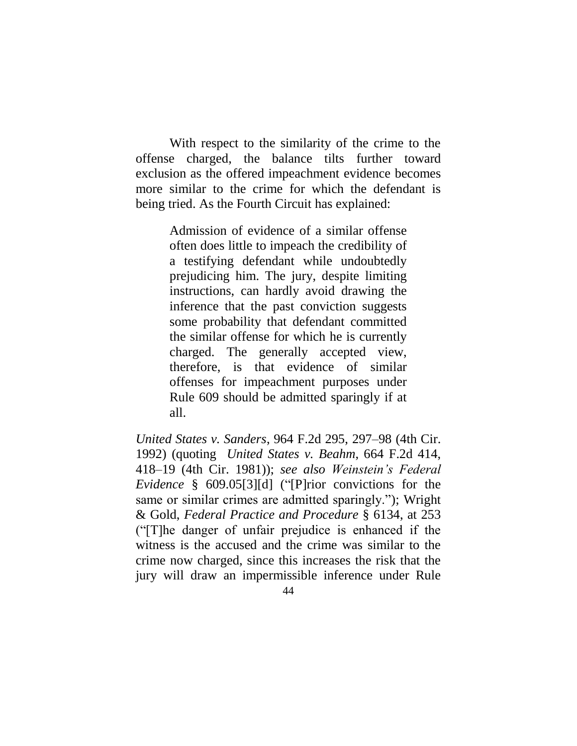With respect to the similarity of the crime to the offense charged, the balance tilts further toward exclusion as the offered impeachment evidence becomes more similar to the crime for which the defendant is being tried. As the Fourth Circuit has explained:

> Admission of evidence of a similar offense often does little to impeach the credibility of a testifying defendant while undoubtedly prejudicing him. The jury, despite limiting instructions, can hardly avoid drawing the inference that the past conviction suggests some probability that defendant committed the similar offense for which he is currently charged. The generally accepted view, therefore, is that evidence of similar offenses for impeachment purposes under Rule 609 should be admitted sparingly if at all.

*United States v. Sanders*, 964 F.2d 295, 297–98 (4th Cir. 1992) (quoting *United States v. Beahm*, 664 F.2d 414, 418–19 (4th Cir. 1981)); *see also Weinstein's Federal Evidence* § 609.05[3][d] ("[P]rior convictions for the same or similar crimes are admitted sparingly."); Wright & Gold, *Federal Practice and Procedure* § 6134, at 253 ("[T]he danger of unfair prejudice is enhanced if the witness is the accused and the crime was similar to the crime now charged, since this increases the risk that the jury will draw an impermissible inference under Rule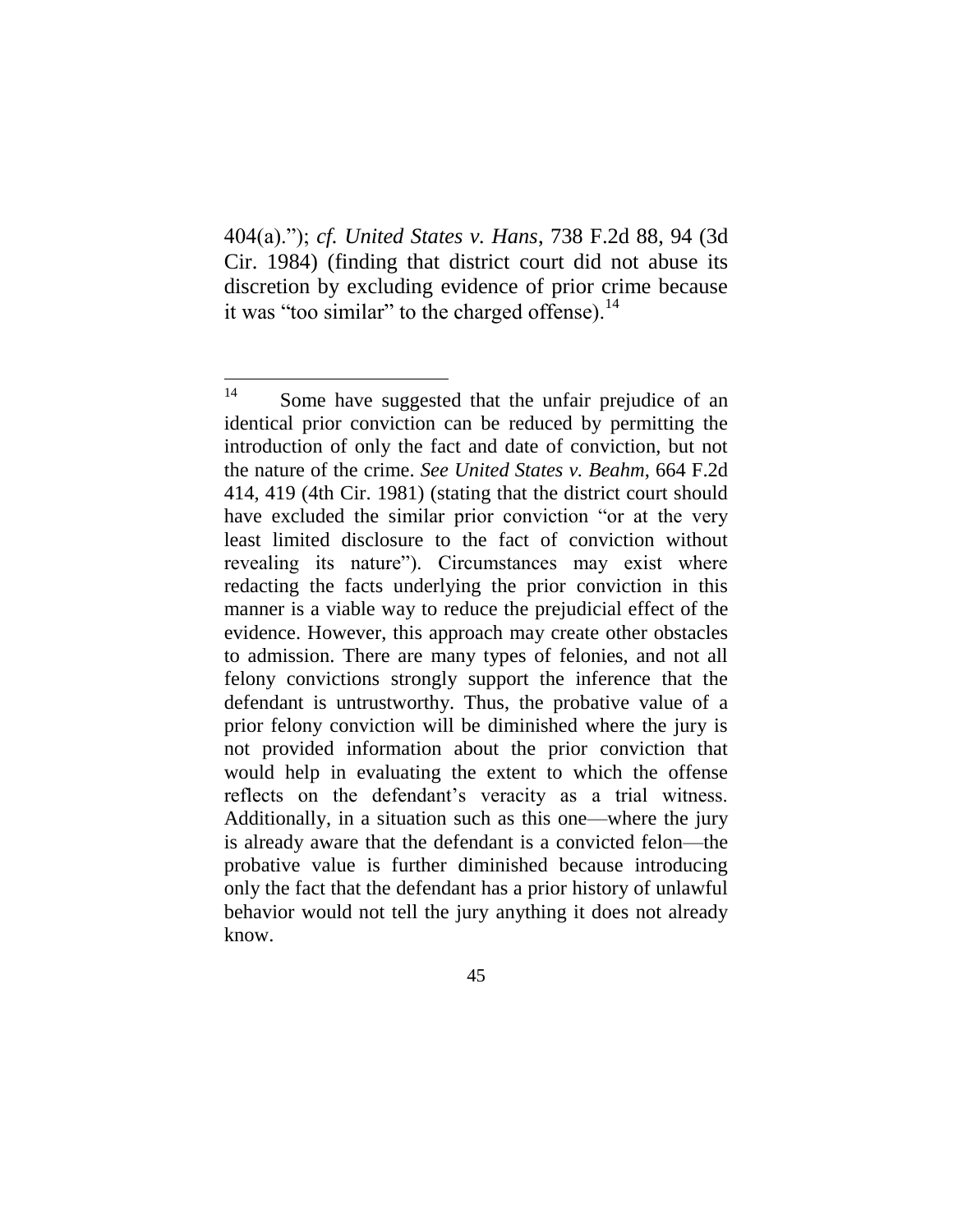404(a)."); *cf. United States v. Hans*, 738 F.2d 88, 94 (3d Cir. 1984) (finding that district court did not abuse its discretion by excluding evidence of prior crime because it was "too similar" to the charged offense).[14]

---

[14] Some have suggested that the unfair prejudice of an identical prior conviction can be reduced by permitting the introduction of only the fact and date of conviction, but not the nature of the crime. *See United States v. Beahm*, 664 F.2d 414, 419 (4th Cir. 1981) (stating that the district court should have excluded the similar prior conviction "or at the very least limited disclosure to the fact of conviction without revealing its nature"). Circumstances may exist where redacting the facts underlying the prior conviction in this manner is a viable way to reduce the prejudicial effect of the evidence. However, this approach may create other obstacles to admission. There are many types of felonies, and not all felony convictions strongly support the inference that the defendant is untrustworthy. Thus, the probative value of a prior felony conviction will be diminished where the jury is not provided information about the prior conviction that would help in evaluating the extent to which the offense reflects on the defendant's veracity as a trial witness. Additionally, in a situation such as this one—where the jury is already aware that the defendant is a convicted felon—the probative value is further diminished because introducing only the fact that the defendant has a prior history of unlawful behavior would not tell the jury anything it does not already know.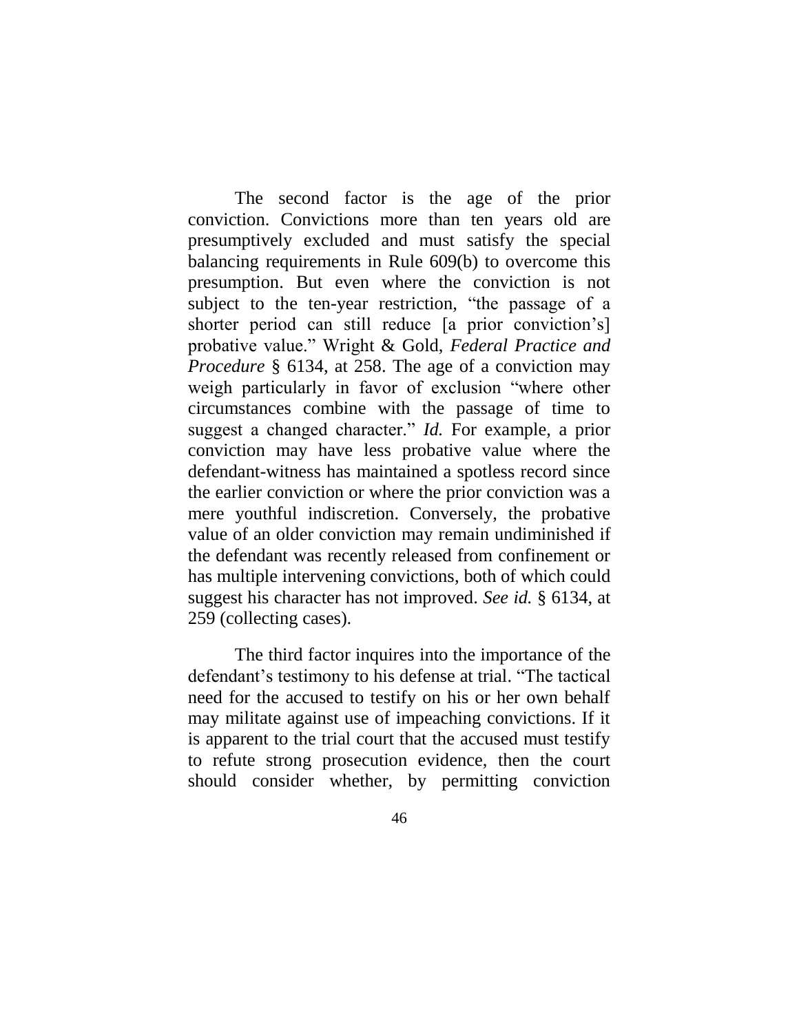The second factor is the age of the prior conviction. Convictions more than ten years old are presumptively excluded and must satisfy the special balancing requirements in Rule 609(b) to overcome this presumption. But even where the conviction is not subject to the ten-year restriction, "the passage of a shorter period can still reduce [a prior conviction's] probative value." Wright & Gold, *Federal Practice and Procedure* § 6134, at 258. The age of a conviction may weigh particularly in favor of exclusion "where other circumstances combine with the passage of time to suggest a changed character." *Id.* For example, a prior conviction may have less probative value where the defendant-witness has maintained a spotless record since the earlier conviction or where the prior conviction was a mere youthful indiscretion. Conversely, the probative value of an older conviction may remain undiminished if the defendant was recently released from confinement or has multiple intervening convictions, both of which could suggest his character has not improved. *See id.* § 6134, at 259 (collecting cases).

The third factor inquires into the importance of the defendant's testimony to his defense at trial. "The tactical need for the accused to testify on his or her own behalf may militate against use of impeaching convictions. If it is apparent to the trial court that the accused must testify to refute strong prosecution evidence, then the court should consider whether, by permitting conviction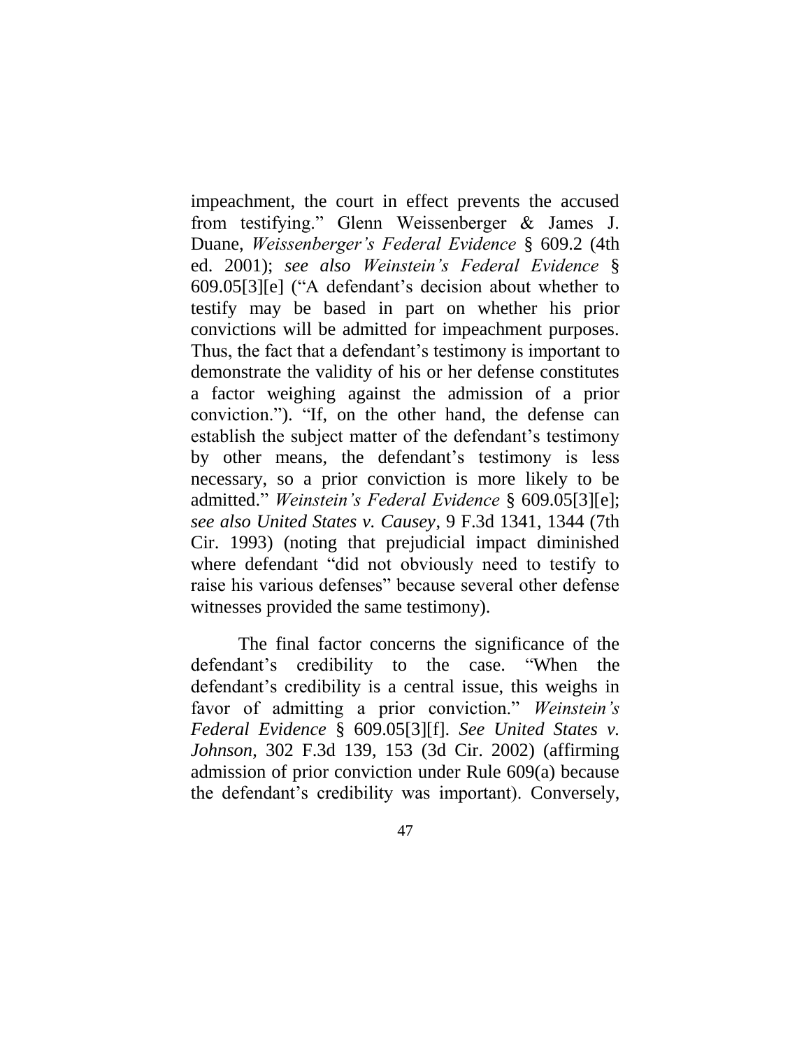impeachment, the court in effect prevents the accused from testifying." Glenn Weissenberger & James J. Duane, *Weissenberger's Federal Evidence* § 609.2 (4th ed. 2001); *see also Weinstein's Federal Evidence* § 609.05[3][e] ("A defendant's decision about whether to testify may be based in part on whether his prior convictions will be admitted for impeachment purposes. Thus, the fact that a defendant's testimony is important to demonstrate the validity of his or her defense constitutes a factor weighing against the admission of a prior conviction."). "If, on the other hand, the defense can establish the subject matter of the defendant's testimony by other means, the defendant's testimony is less necessary, so a prior conviction is more likely to be admitted." *Weinstein's Federal Evidence* § 609.05[3][e]; *see also United States v. Causey*, 9 F.3d 1341, 1344 (7th Cir. 1993) (noting that prejudicial impact diminished where defendant "did not obviously need to testify to raise his various defenses" because several other defense witnesses provided the same testimony).

The final factor concerns the significance of the defendant's credibility to the case. "When the defendant's credibility is a central issue, this weighs in favor of admitting a prior conviction." *Weinstein's Federal Evidence* § 609.05[3][f]. *See United States v. Johnson*, 302 F.3d 139, 153 (3d Cir. 2002) (affirming admission of prior conviction under Rule 609(a) because the defendant's credibility was important). Conversely,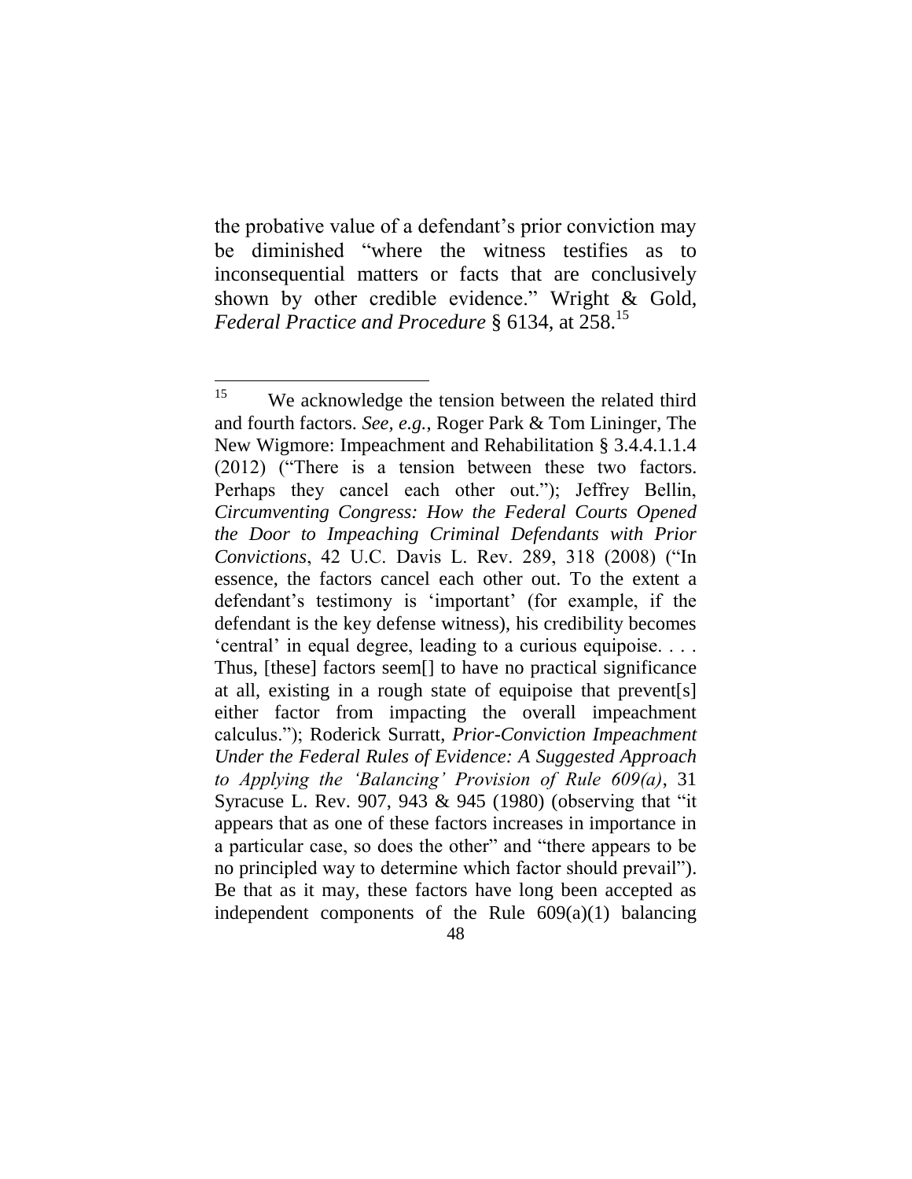the probative value of a defendant's prior conviction may be diminished "where the witness testifies as to inconsequential matters or facts that are conclusively shown by other credible evidence." Wright & Gold, *Federal Practice and Procedure* § 6134, at 258.[15]

---

[15] We acknowledge the tension between the related third and fourth factors. *See, e.g.*, Roger Park & Tom Lininger, The New Wigmore: Impeachment and Rehabilitation § 3.4.4.1.1.4 (2012) ("There is a tension between these two factors. Perhaps they cancel each other out."); Jeffrey Bellin, *Circumventing Congress: How the Federal Courts Opened the Door to Impeaching Criminal Defendants with Prior Convictions*, 42 U.C. Davis L. Rev. 289, 318 (2008) ("In essence, the factors cancel each other out. To the extent a defendant's testimony is 'important' (for example, if the defendant is the key defense witness), his credibility becomes 'central' in equal degree, leading to a curious equipoise. . . . Thus, [these] factors seem[] to have no practical significance at all, existing in a rough state of equipoise that prevent[s] either factor from impacting the overall impeachment calculus."); Roderick Surratt, *Prior-Conviction Impeachment Under the Federal Rules of Evidence: A Suggested Approach to Applying the 'Balancing' Provision of Rule 609(a)*, 31 Syracuse L. Rev. 907, 943 & 945 (1980) (observing that "it appears that as one of these factors increases in importance in a particular case, so does the other" and "there appears to be no principled way to determine which factor should prevail"). Be that as it may, these factors have long been accepted as independent components of the Rule 609(a)(1) balancing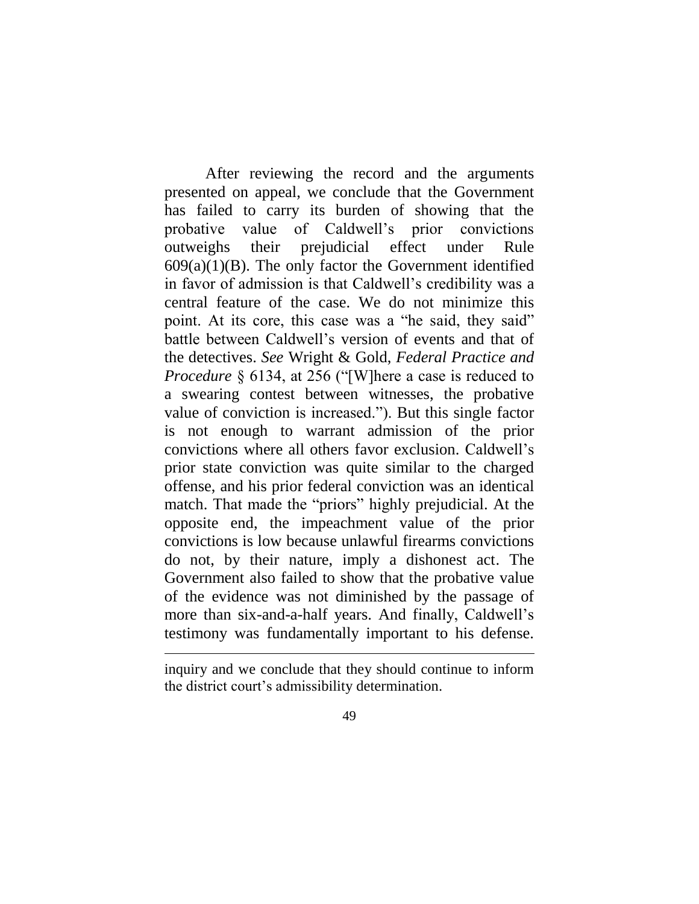After reviewing the record and the arguments presented on appeal, we conclude that the Government has failed to carry its burden of showing that the probative value of Caldwell's prior convictions outweighs their prejudicial effect under Rule 609(a)(1)(B). The only factor the Government identified in favor of admission is that Caldwell's credibility was a central feature of the case. We do not minimize this point. At its core, this case was a "he said, they said" battle between Caldwell's version of events and that of the detectives. *See* Wright & Gold, *Federal Practice and Procedure* § 6134, at 256 ("[W]here a case is reduced to a swearing contest between witnesses, the probative value of conviction is increased."). But this single factor is not enough to warrant admission of the prior convictions where all others favor exclusion. Caldwell's prior state conviction was quite similar to the charged offense, and his prior federal conviction was an identical match. That made the "priors" highly prejudicial. At the opposite end, the impeachment value of the prior convictions is low because unlawful firearms convictions do not, by their nature, imply a dishonest act. The Government also failed to show that the probative value of the evidence was not diminished by the passage of more than six-and-a-half years. And finally, Caldwell's testimony was fundamentally important to his defense.

---

inquiry and we conclude that they should continue to inform the district court's admissibility determination.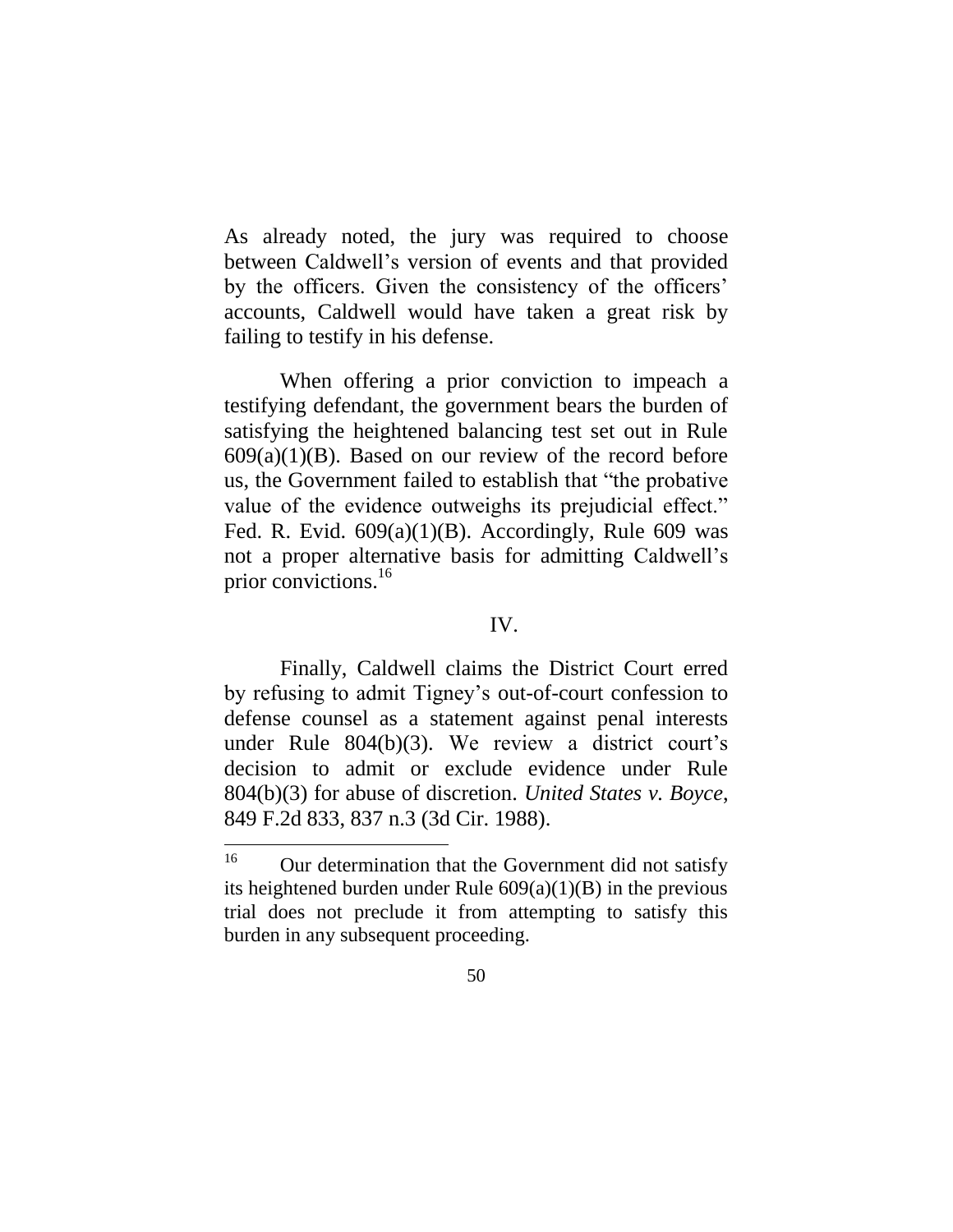As already noted, the jury was required to choose between Caldwell's version of events and that provided by the officers. Given the consistency of the officers' accounts, Caldwell would have taken a great risk by failing to testify in his defense.

When offering a prior conviction to impeach a testifying defendant, the government bears the burden of satisfying the heightened balancing test set out in Rule 609(a)(1)(B). Based on our review of the record before us, the Government failed to establish that "the probative value of the evidence outweighs its prejudicial effect." Fed. R. Evid. 609(a)(1)(B). Accordingly, Rule 609 was not a proper alternative basis for admitting Caldwell's prior convictions.[16]

## IV.

Finally, Caldwell claims the District Court erred by refusing to admit Tigney's out-of-court confession to defense counsel as a statement against penal interests under Rule 804(b)(3). We review a district court's decision to admit or exclude evidence under Rule 804(b)(3) for abuse of discretion. *United States v. Boyce*, 849 F.2d 833, 837 n.3 (3d Cir. 1988).

[16] Our determination that the Government did not satisfy its heightened burden under Rule 609(a)(1)(B) in the previous trial does not preclude it from attempting to satisfy this burden in any subsequent proceeding.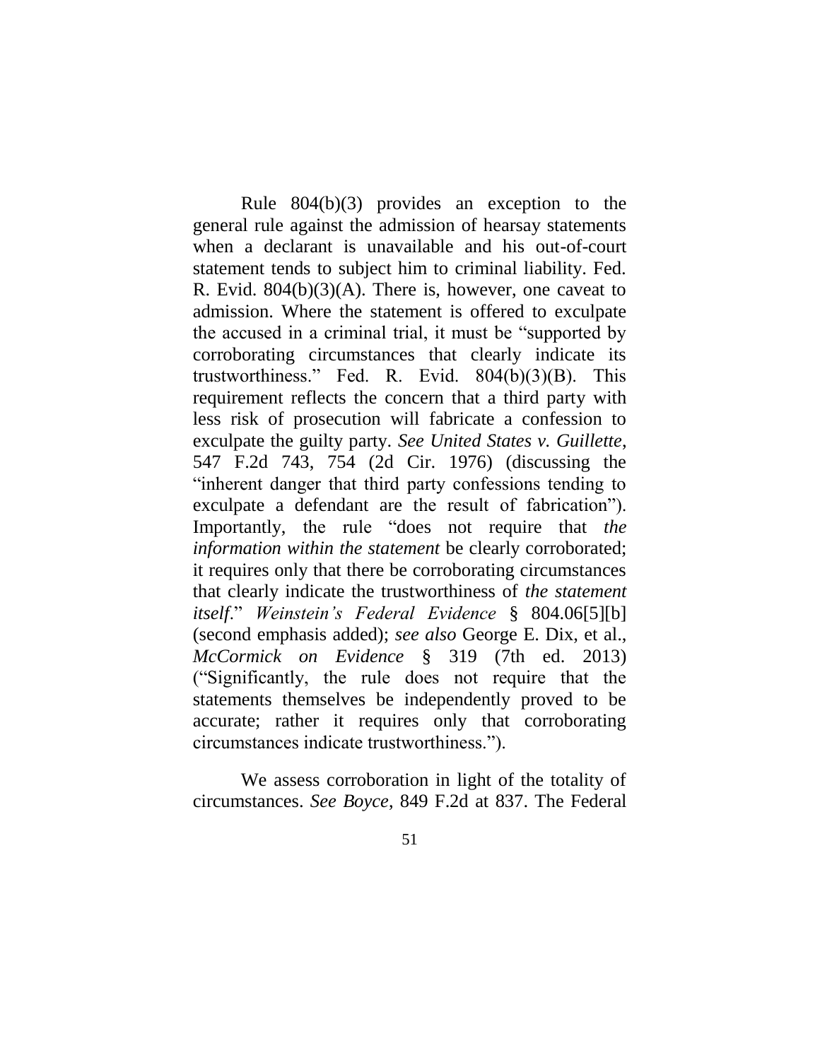Rule 804(b)(3) provides an exception to the general rule against the admission of hearsay statements when a declarant is unavailable and his out-of-court statement tends to subject him to criminal liability. Fed. R. Evid. 804(b)(3)(A). There is, however, one caveat to admission. Where the statement is offered to exculpate the accused in a criminal trial, it must be "supported by corroborating circumstances that clearly indicate its trustworthiness." Fed. R. Evid. 804(b)(3)(B). This requirement reflects the concern that a third party with less risk of prosecution will fabricate a confession to exculpate the guilty party. *See United States v. Guillette*, 547 F.2d 743, 754 (2d Cir. 1976) (discussing the "inherent danger that third party confessions tending to exculpate a defendant are the result of fabrication"). Importantly, the rule "does not require that *the information within the statement* be clearly corroborated; it requires only that there be corroborating circumstances that clearly indicate the trustworthiness of *the statement itself*." *Weinstein's Federal Evidence* § 804.06[5][b] (second emphasis added); *see also* George E. Dix, et al., *McCormick on Evidence* § 319 (7th ed. 2013) ("Significantly, the rule does not require that the statements themselves be independently proved to be accurate; rather it requires only that corroborating circumstances indicate trustworthiness.").

We assess corroboration in light of the totality of circumstances. *See Boyce*, 849 F.2d at 837. The Federal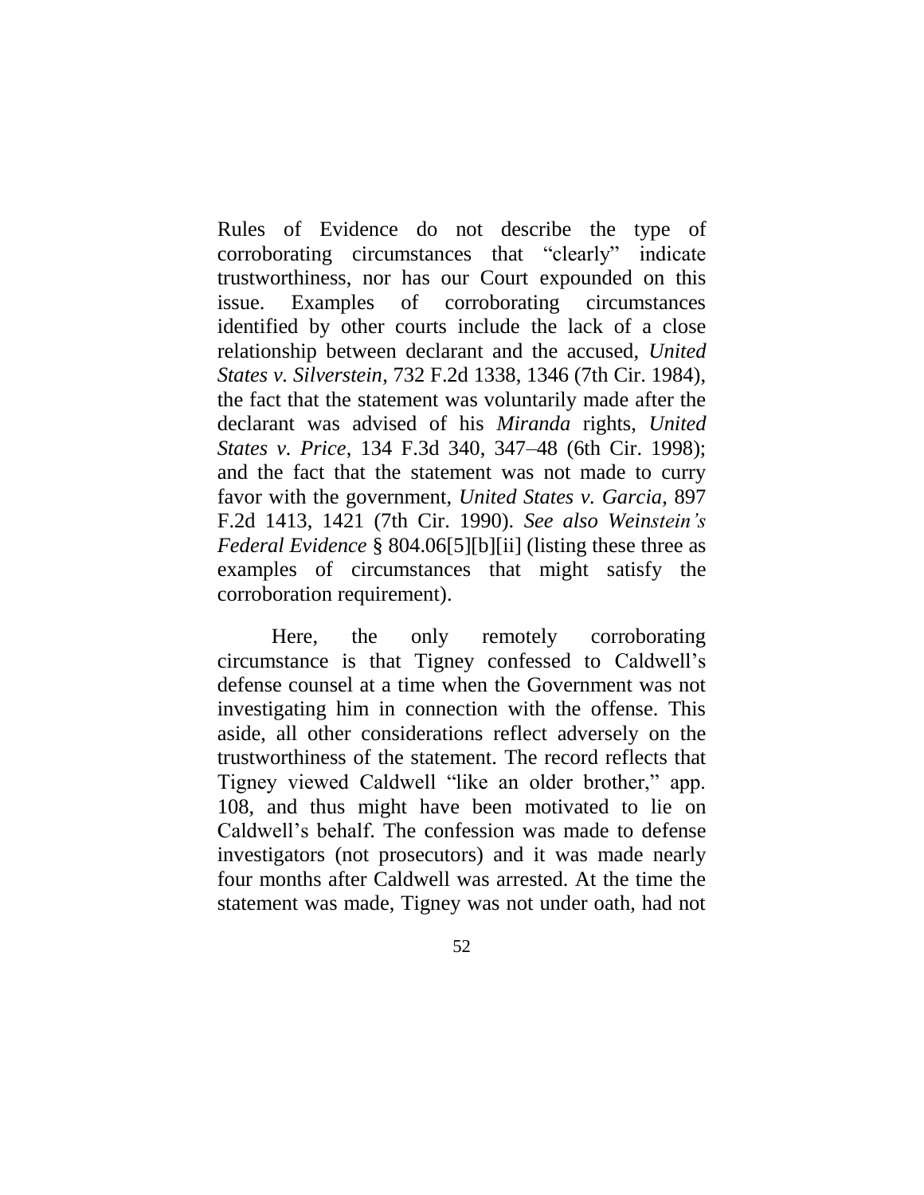Rules of Evidence do not describe the type of corroborating circumstances that "clearly" indicate trustworthiness, nor has our Court expounded on this issue. Examples of corroborating circumstances identified by other courts include the lack of a close relationship between declarant and the accused, *United States v. Silverstein*, 732 F.2d 1338, 1346 (7th Cir. 1984), the fact that the statement was voluntarily made after the declarant was advised of his *Miranda* rights, *United States v. Price*, 134 F.3d 340, 347–48 (6th Cir. 1998); and the fact that the statement was not made to curry favor with the government, *United States v. Garcia*, 897 F.2d 1413, 1421 (7th Cir. 1990). *See also Weinstein's Federal Evidence* § 804.06[5][b][ii] (listing these three as examples of circumstances that might satisfy the corroboration requirement).

Here, the only remotely corroborating circumstance is that Tigney confessed to Caldwell's defense counsel at a time when the Government was not investigating him in connection with the offense. This aside, all other considerations reflect adversely on the trustworthiness of the statement. The record reflects that Tigney viewed Caldwell "like an older brother," app. 108, and thus might have been motivated to lie on Caldwell's behalf. The confession was made to defense investigators (not prosecutors) and it was made nearly four months after Caldwell was arrested. At the time the statement was made, Tigney was not under oath, had not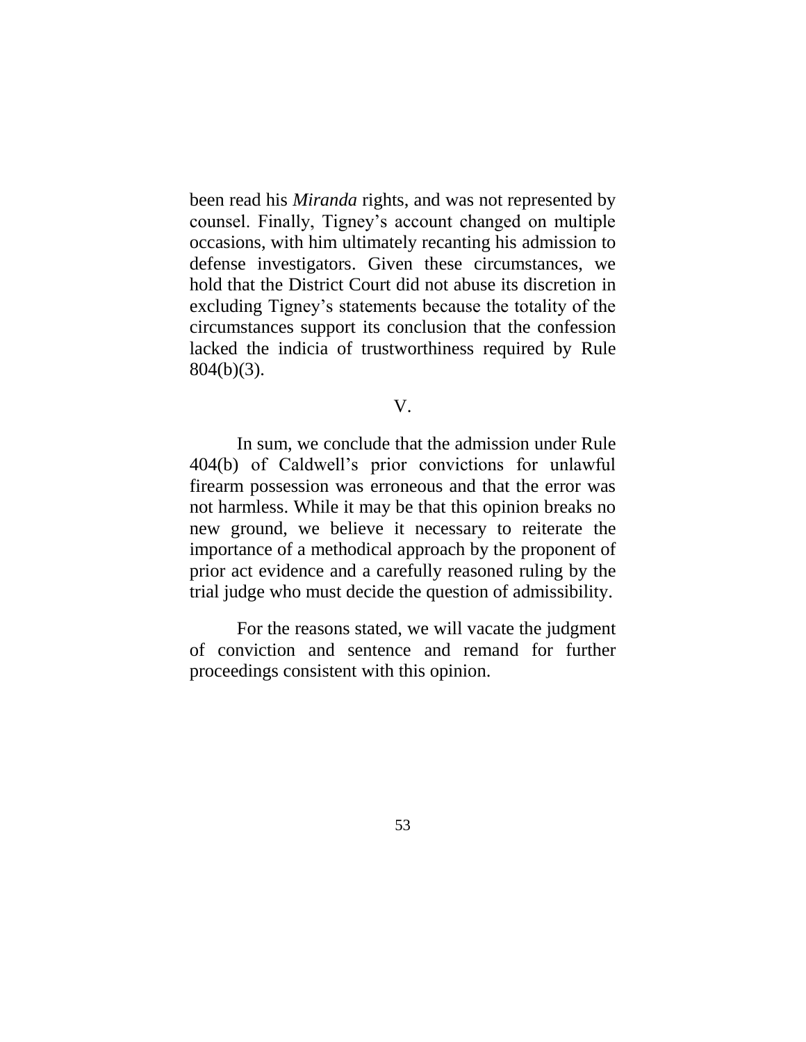been read his *Miranda* rights, and was not represented by counsel. Finally, Tigney's account changed on multiple occasions, with him ultimately recanting his admission to defense investigators. Given these circumstances, we hold that the District Court did not abuse its discretion in excluding Tigney's statements because the totality of the circumstances support its conclusion that the confession lacked the indicia of trustworthiness required by Rule 804(b)(3).

V.

In sum, we conclude that the admission under Rule 404(b) of Caldwell's prior convictions for unlawful firearm possession was erroneous and that the error was not harmless. While it may be that this opinion breaks no new ground, we believe it necessary to reiterate the importance of a methodical approach by the proponent of prior act evidence and a carefully reasoned ruling by the trial judge who must decide the question of admissibility.

For the reasons stated, we will vacate the judgment of conviction and sentence and remand for further proceedings consistent with this opinion.